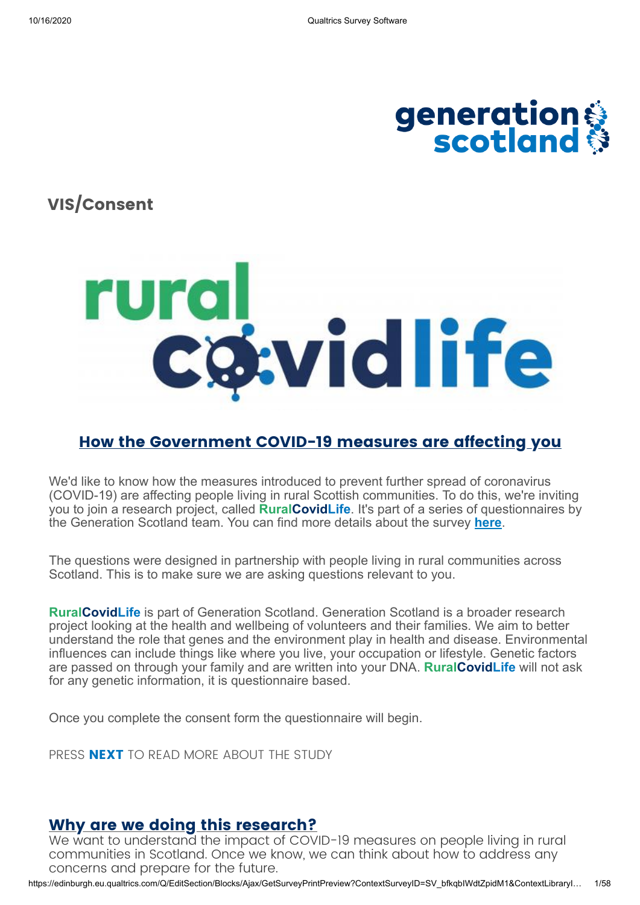## VIS/Consent

### How the Government COVID-19 measures are affecting you

We'd like to know how the measures introduced to prevent further spread of coronavirus (COVID-19) are affecting people living in rural Scottish communities. To do this, we're inviting you to join a research project, called **RuralCovidLife**. It's part of a series of questionnaires by the Generation Scotland team. You can find more details about the survey **here**.

The questions were designed in partnership with people living in rural communities across Scotland. This is to make sure we are asking questions relevant to you.

**RuralCovidLife** is part of Generation Scotland. Generation Scotland is a broader research project looking at the health and wellbeing of volunteers and their families. We aim to better understand the role that genes and the environment play in health and disease. Environmental influences can include things like where you live, your occupation or lifestyle. Genetic factors are passed on through your family and are written into your DNA. **RuralCovidLife** will not ask for any genetic information, it is questionnaire based.

Once you complete the consent form the questionnaire will begin.

PRESS **NEXT** TO READ MORE ABOUT THE STUDY

### Why are we doing this research?

We want to understand the impact of COVID-19 measures on people living in rural communities in Scotland. Once we know, we can think about how to address any concerns and prepare for the future.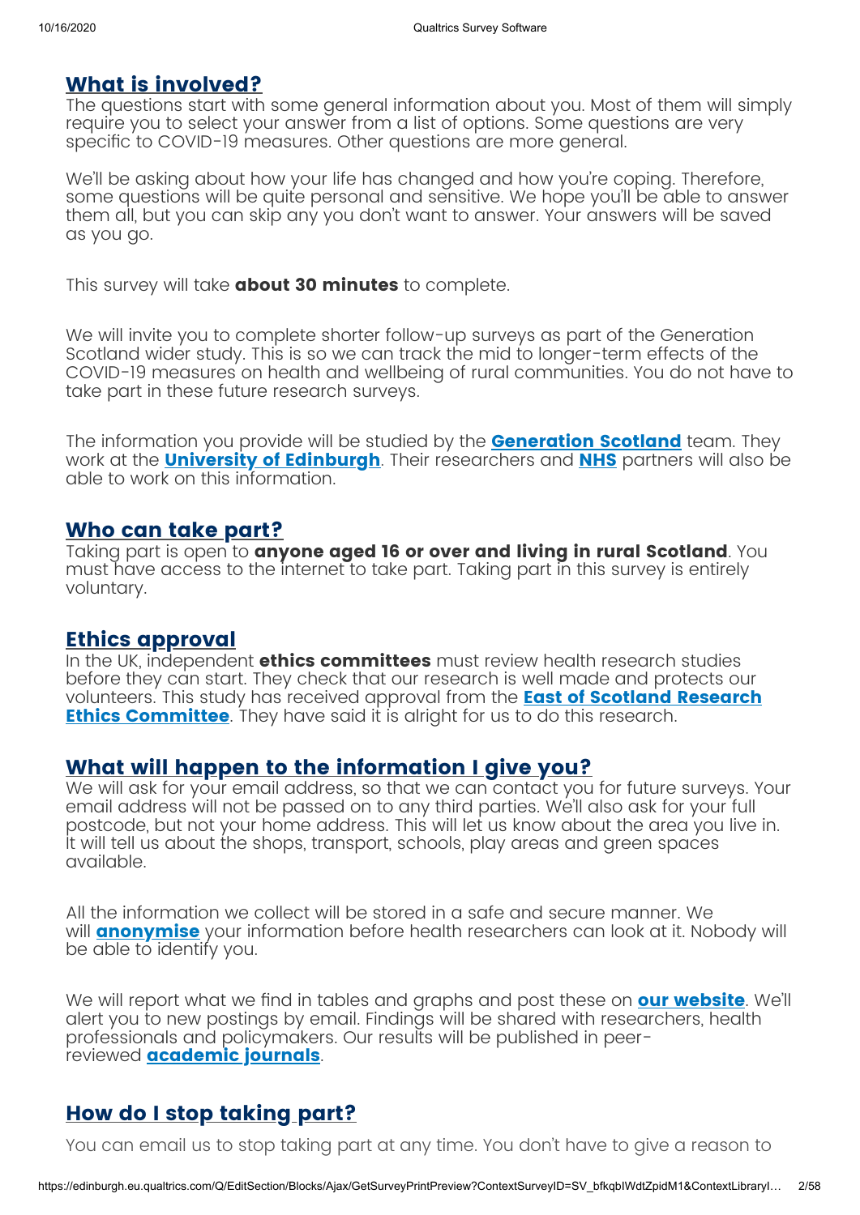## What is involved?

The questions start with some general information about you. Most of them will simply require you to select your answer from a list of options. Some questions are very specific to COVID-19 measures. Other questions are more general.

We'll be asking about how your life has changed and how you're coping. Therefore, some questions will be quite personal and sensitive. We hope you'll be able to answer them all, but you can skip any you don't want to answer. Your answers will be saved as you go.

This survey will take **about 30 minutes** to complete.

We will invite you to complete shorter follow-up surveys as part of the Generation Scotland wider study. This is so we can track the mid to longer-term effects of the COVID-19 measures on health and wellbeing of rural communities. You do not have to take part in these future research surveys.

The information you provide will be studied by the **Generation Scotland** team. They work at the **University of Edinburgh**. Their researchers and **NHS** partners will also be able to work on this information.

## Who can take part?

Taking part is open to **anyone aged 16 or over and living in rural Scotland**. You must have access to the internet to take part. Taking part in this survey is entirely voluntary.

## Ethics approval

In the UK, independent **ethics committees** must review health research studies before they can start. They check that our research is well made and protects our volunteers. This study has received approval from the **East of Scotland Research Ethics Committee**. They have said it is alright for us to do this research.

## What will happen to the information I give you?

We will ask for your email address, so that we can contact you for future surveys. Your email address will not be passed on to any third parties. We'll also ask for your full postcode, but not your home address. This will let us know about the area you live in. It will tell us about the shops, transport, schools, play areas and green spaces available.

All the information we collect will be stored in a safe and secure manner. We will **anonymise** your information before health researchers can look at it. Nobody will be able to identify you.

We will report what we find in tables and graphs and post these on **our website**. We'll alert you to new postings by email. Findings will be shared with researchers, health professionals and policymakers. Our results will be published in peer-reviewed **academic journals**.

## How do I stop taking part?

You can email us to stop taking part at any time. You don't have to give a reason to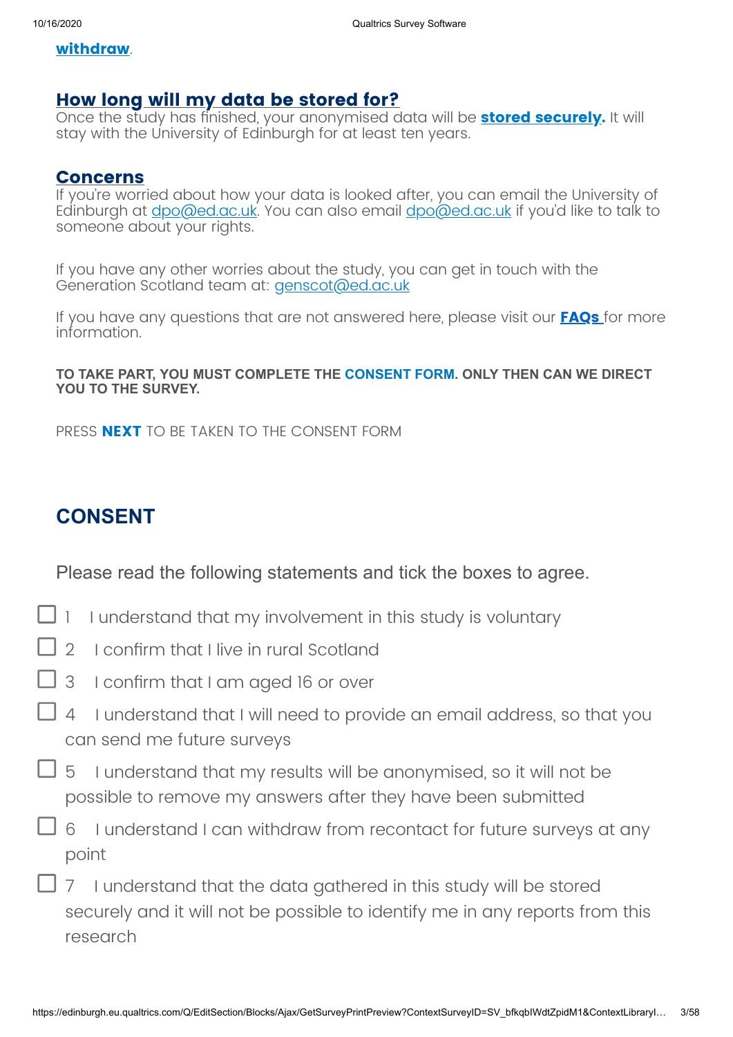withdraw.

## How long will my data be stored for?

Once the study has finished, your anonymised data will be **stored securely.** It will stay with the University of Edinburgh for at least ten years.

## Concerns

If you're worried about how your data is looked after, you can email the University of Edinburgh at dpo@ed.ac.uk. You can also email dpo@ed.ac.uk if you'd like to talk to someone about your rights.

If you have any other worries about the study, you can get in touch with the Generation Scotland team at: genscot@ed.ac.uk

If you have any questions that are not answered here, please visit our **FAQs** for more information.

**TO TAKE PART, YOU MUST COMPLETE THE CONSENT FORM. ONLY THEN CAN WE DIRECT YOU TO THE SURVEY.**

PRESS **NEXT** TO BE TAKEN TO THE CONSENT FORM

## CONSENT

Please read the following statements and tick the boxes to agree.

- ☐ 1 I understand that my involvement in this study is voluntary
- ☐ 2 I confirm that I live in rural Scotland
- ☐ 3 I confirm that I am aged 16 or over
- ☐ 4 I understand that I will need to provide an email address, so that you can send me future surveys
- ☐ 5 I understand that my results will be anonymised, so it will not be possible to remove my answers after they have been submitted
- ☐ 6 I understand I can withdraw from recontact for future surveys at any point
- ☐ 7 I understand that the data gathered in this study will be stored securely and it will not be possible to identify me in any reports from this research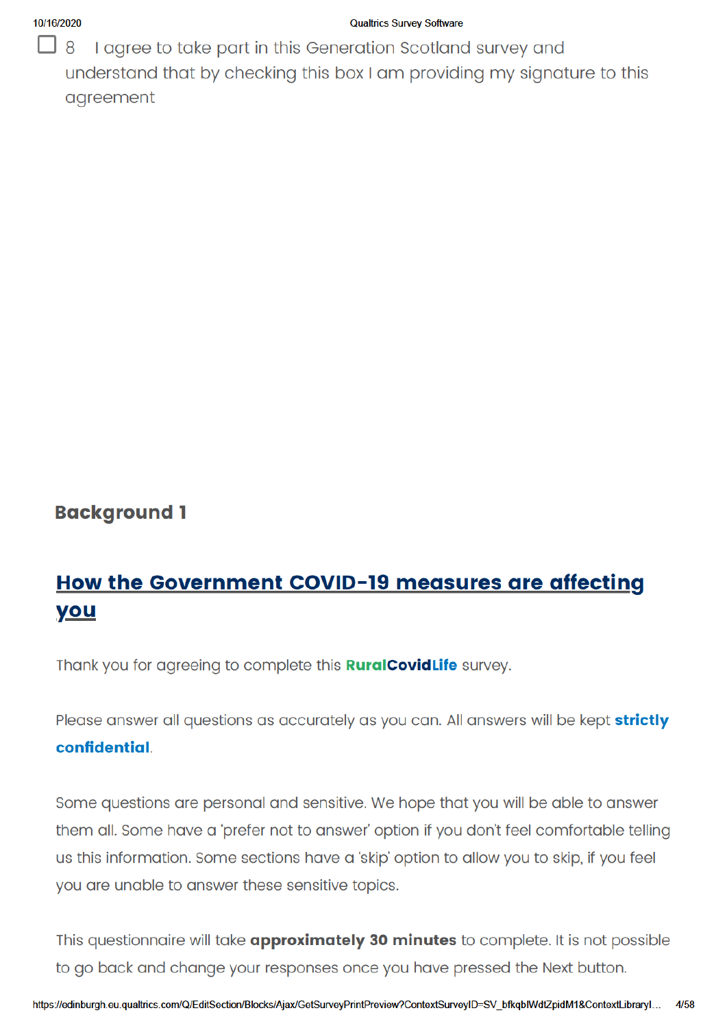☐ 8 I agree to take part in this Generation Scotland survey and understand that by checking this box I am providing my signature to this agreement

## Background 1

## How the Government COVID-19 measures are affecting you

Thank you for agreeing to complete this **RuralCovidLife** survey.

Please answer all questions as accurately as you can. All answers will be kept **strictly confidential**.

Some questions are personal and sensitive. We hope that you will be able to answer them all. Some have a 'prefer not to answer' option if you don't feel comfortable telling us this information. Some sections have a 'skip' option to allow you to skip, if you feel you are unable to answer these sensitive topics.

This questionnaire will take **approximately 30 minutes** to complete. It is not possible to go back and change your responses once you have pressed the Next button.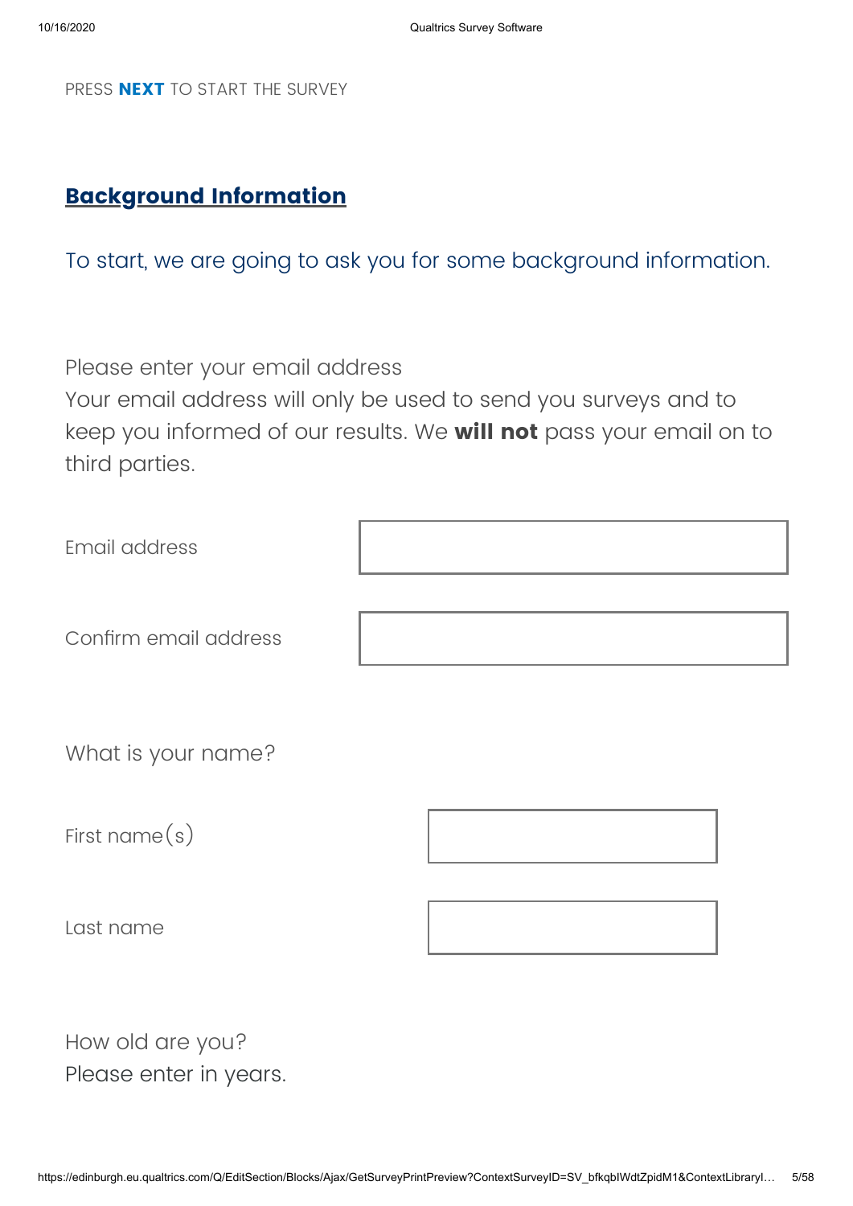PRESS **NEXT** TO START THE SURVEY

## Background Information

To start, we are going to ask you for some background information.

Please enter your email address
Your email address will only be used to send you surveys and to keep you informed of our results. We **will not** pass your email on to third parties.

Email address

Confirm email address

What is your name?

First name(s)

Last name

How old are you?
Please enter in years.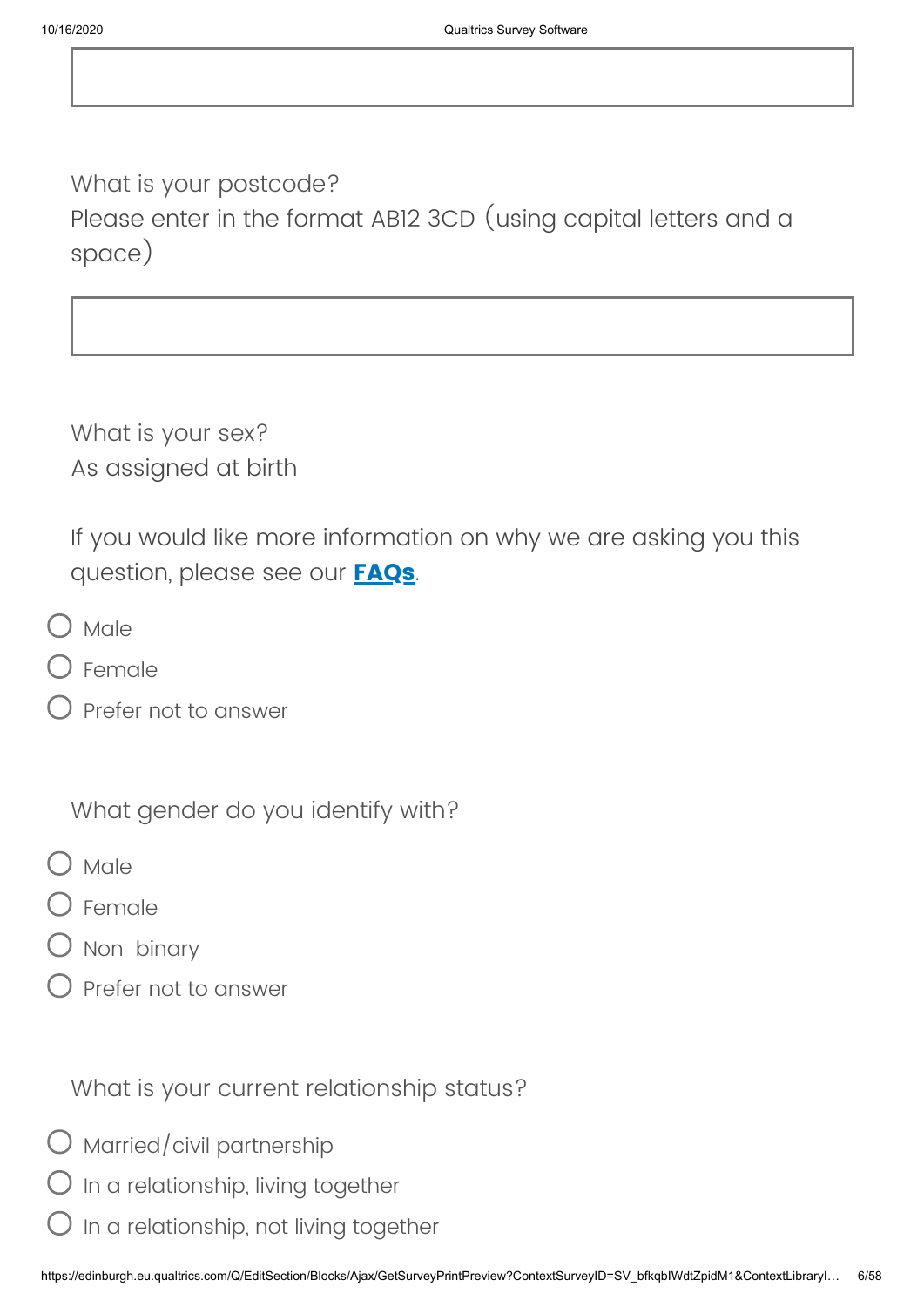What is your postcode?
Please enter in the format AB12 3CD (using capital letters and a space)

What is your sex?
As assigned at birth

If you would like more information on why we are asking you this question, please see our **FAQs**.

- ○ Male
- ○ Female
- ○ Prefer not to answer

What gender do you identify with?

- ○ Male
- ○ Female
- ○ Non binary
- ○ Prefer not to answer

What is your current relationship status?

- ○ Married/civil partnership
- ○ In a relationship, living together
- ○ In a relationship, not living together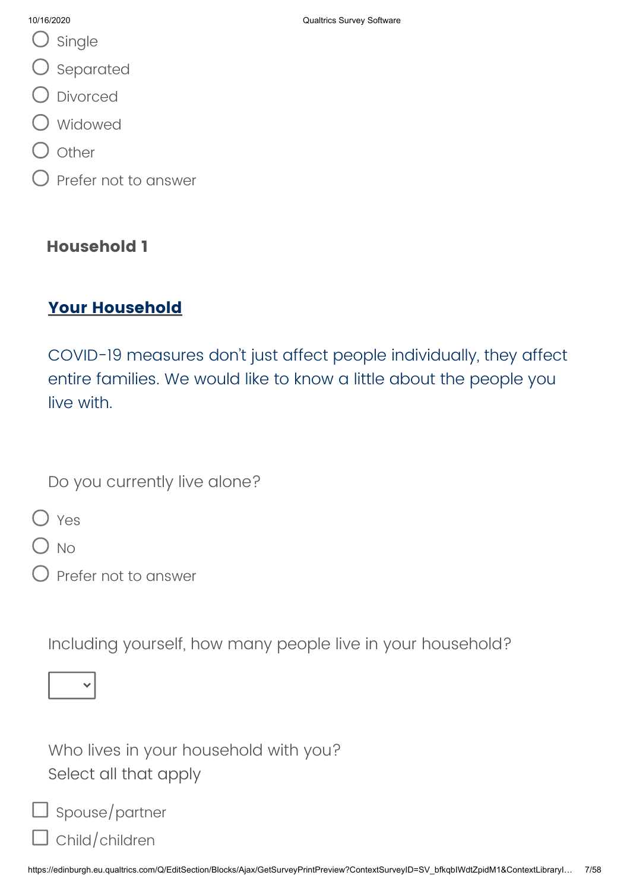- ○ Single
- ○ Separated
- ○ Divorced
- ○ Widowed
- ○ Other
- ○ Prefer not to answer

### Household 1

## Your Household

COVID-19 measures don't just affect people individually, they affect entire families. We would like to know a little about the people you live with.

Do you currently live alone?

- ○ Yes
- ○ No
- ○ Prefer not to answer

Including yourself, how many people live in your household?

[ dropdown ]

Who lives in your household with you?
Select all that apply

- ☐ Spouse/partner
- ☐ Child/children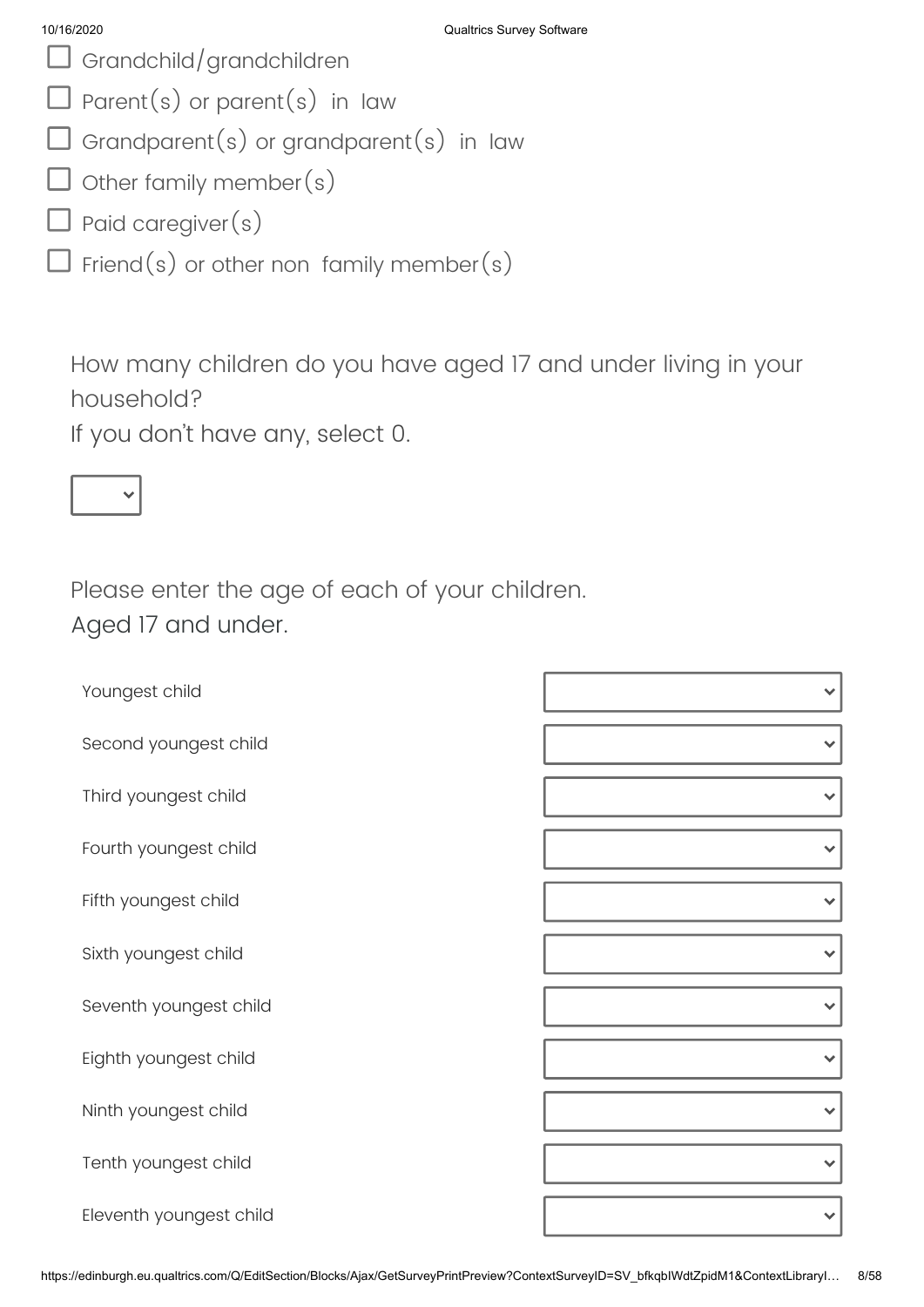- ☐ Grandchild/grandchildren
- ☐ Parent(s) or parent(s) in law
- ☐ Grandparent(s) or grandparent(s) in law
- ☐ Other family member(s)
- ☐ Paid caregiver(s)
- ☐ Friend(s) or other non family member(s)

How many children do you have aged 17 and under living in your household?
If you don't have any, select 0.

[ ▾ ]

Please enter the age of each of your children.
Aged 17 and under.

| | |
|---|---|
| Youngest child | [ ▾ ] |
| Second youngest child | [ ▾ ] |
| Third youngest child | [ ▾ ] |
| Fourth youngest child | [ ▾ ] |
| Fifth youngest child | [ ▾ ] |
| Sixth youngest child | [ ▾ ] |
| Seventh youngest child | [ ▾ ] |
| Eighth youngest child | [ ▾ ] |
| Ninth youngest child | [ ▾ ] |
| Tenth youngest child | [ ▾ ] |
| Eleventh youngest child | [ ▾ ] |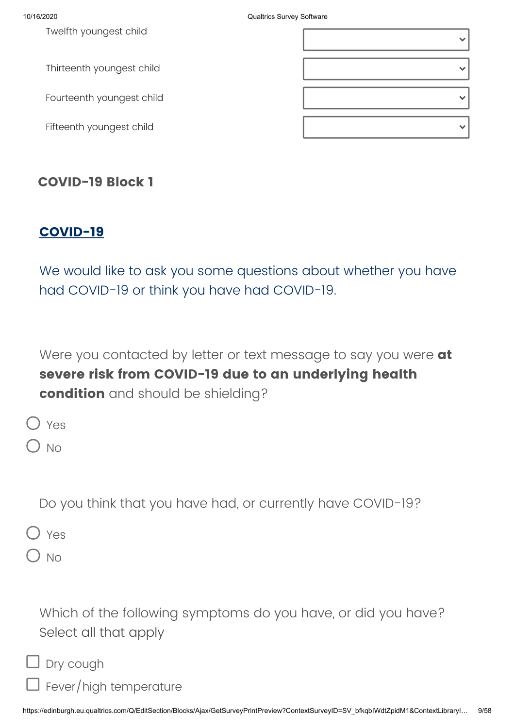Twelfth youngest child

Thirteenth youngest child

Fourteenth youngest child

Fifteenth youngest child

### COVID-19 Block 1

## COVID-19

We would like to ask you some questions about whether you have had COVID-19 or think you have had COVID-19.

Were you contacted by letter or text message to say you were **at severe risk from COVID-19 due to an underlying health condition** and should be shielding?

- ○ Yes
- ○ No

Do you think that you have had, or currently have COVID-19?

- ○ Yes
- ○ No

Which of the following symptoms do you have, or did you have? Select all that apply

- ☐ Dry cough
- ☐ Fever/high temperature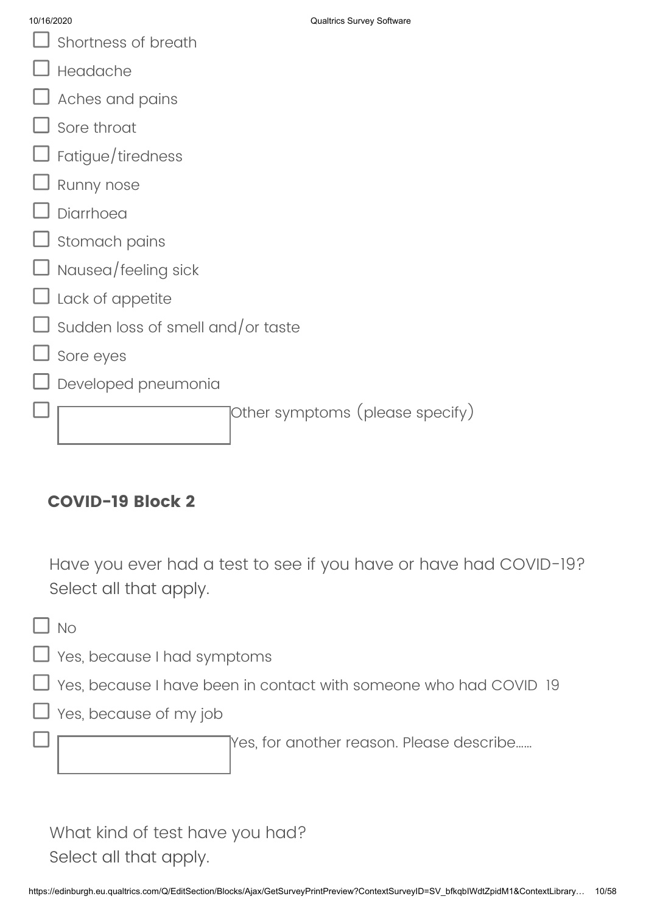- ☐ Shortness of breath
- ☐ Headache
- ☐ Aches and pains
- ☐ Sore throat
- ☐ Fatigue/tiredness
- ☐ Runny nose
- ☐ Diarrhoea
- ☐ Stomach pains
- ☐ Nausea/feeling sick
- ☐ Lack of appetite
- ☐ Sudden loss of smell and/or taste
- ☐ Sore eyes
- ☐ Developed pneumonia
- ☐ [ ] Other symptoms (please specify)

## COVID-19 Block 2

Have you ever had a test to see if you have or have had COVID-19?
Select all that apply.

- ☐ No
- ☐ Yes, because I had symptoms
- ☐ Yes, because I have been in contact with someone who had COVID 19
- ☐ Yes, because of my job
- ☐ [ ] Yes, for another reason. Please describe......

What kind of test have you had?
Select all that apply.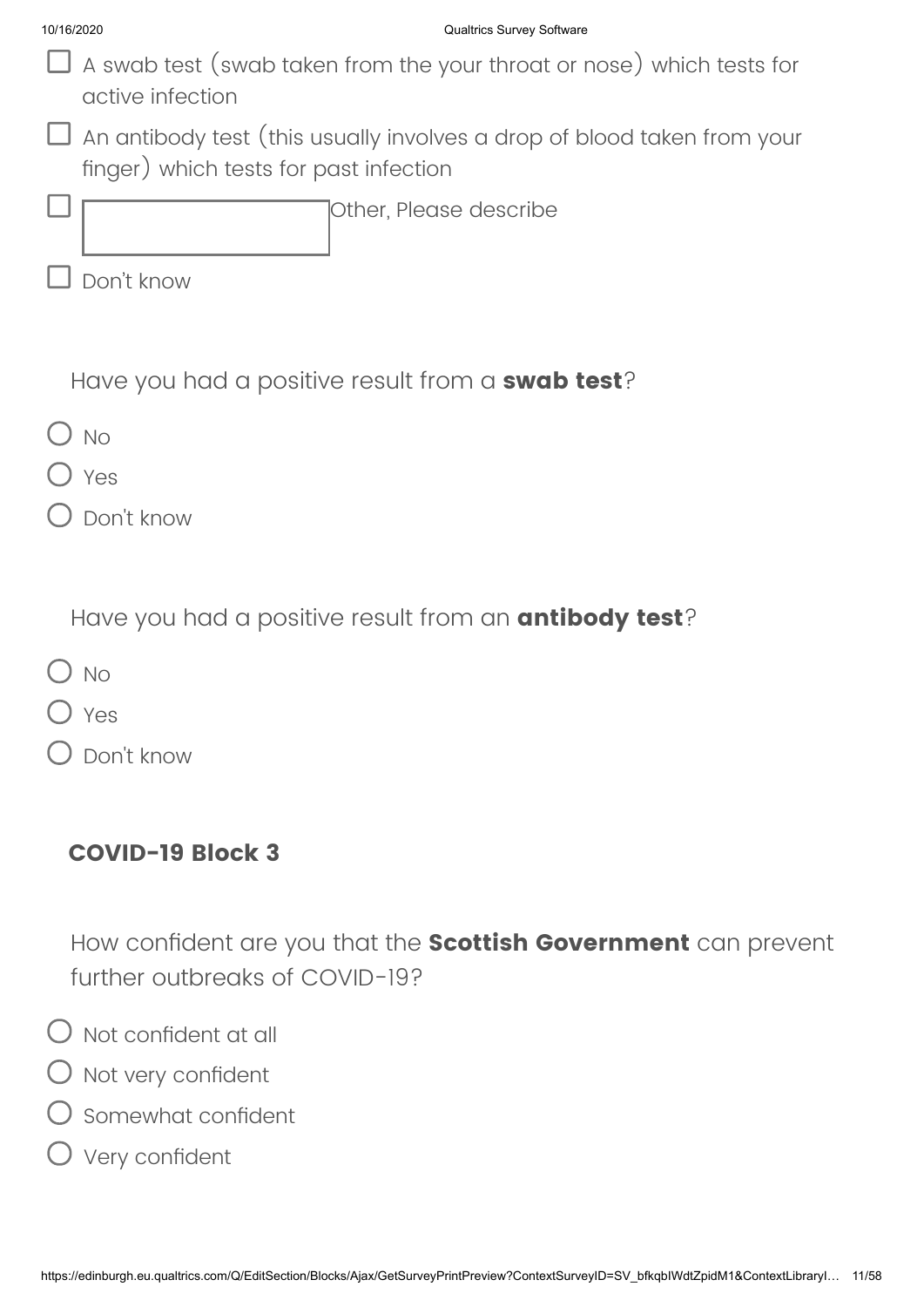- [ ] A swab test (swab taken from the your throat or nose) which tests for active infection
- [ ] An antibody test (this usually involves a drop of blood taken from your finger) which tests for past infection
- [ ] Other, Please describe
- [ ] Don't know

Have you had a positive result from a **swab test**?

- No
- Yes
- Don't know

Have you had a positive result from an **antibody test**?

- No
- Yes
- Don't know

## COVID-19 Block 3

How confident are you that the **Scottish Government** can prevent further outbreaks of COVID-19?

- Not confident at all
- Not very confident
- Somewhat confident
- Very confident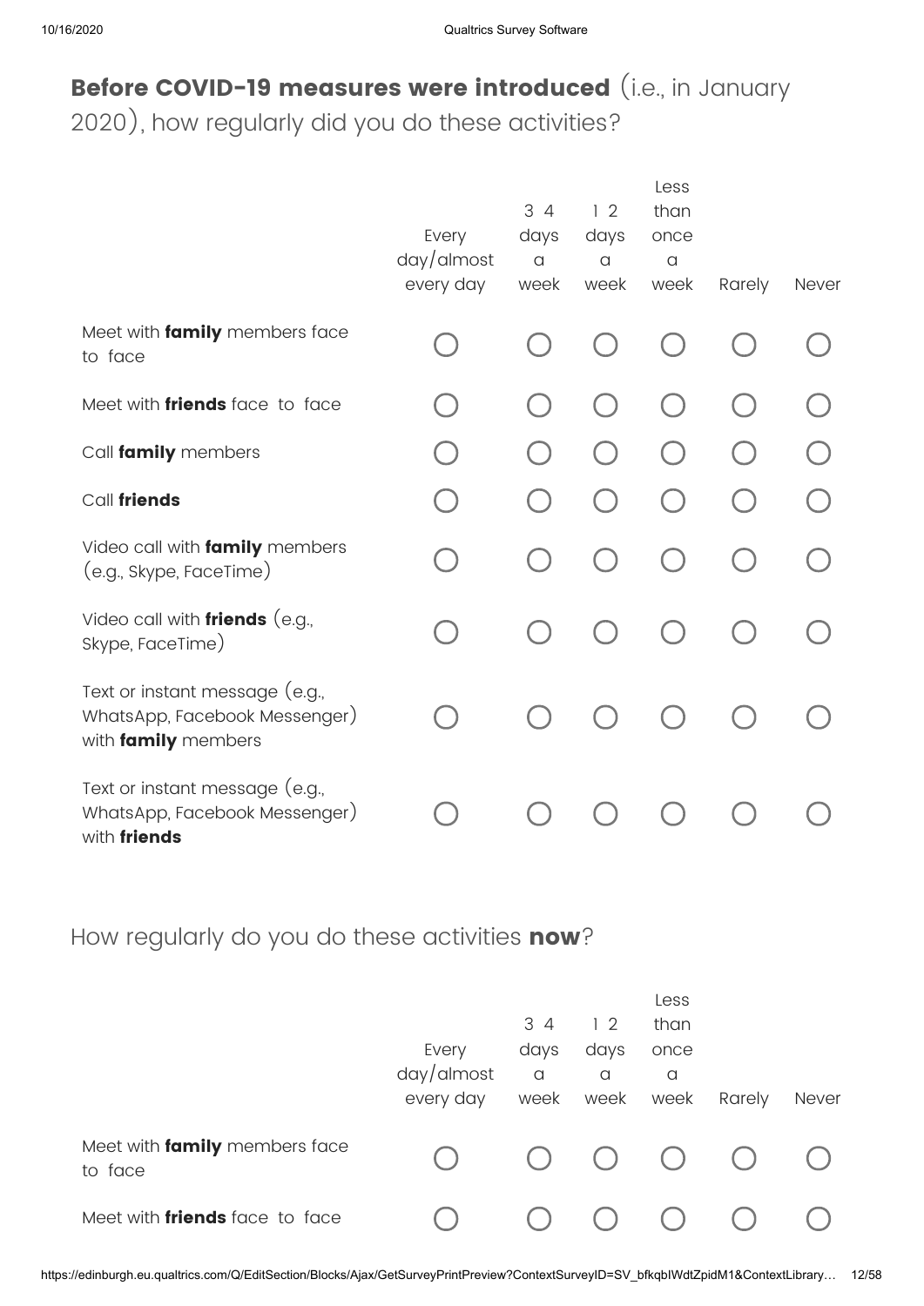## **Before COVID-19 measures were introduced** (i.e., in January 2020), how regularly did you do these activities?

| | Every day/almost every day | 3 4 days a week | 1 2 days a week | Less than once a week | Rarely | Never |
|---|---|---|---|---|---|---|
| Meet with **family** members face to face | ◯ | ◯ | ◯ | ◯ | ◯ | ◯ |
| Meet with **friends** face to face | ◯ | ◯ | ◯ | ◯ | ◯ | ◯ |
| Call **family** members | ◯ | ◯ | ◯ | ◯ | ◯ | ◯ |
| Call **friends** | ◯ | ◯ | ◯ | ◯ | ◯ | ◯ |
| Video call with **family** members (e.g., Skype, FaceTime) | ◯ | ◯ | ◯ | ◯ | ◯ | ◯ |
| Video call with **friends** (e.g., Skype, FaceTime) | ◯ | ◯ | ◯ | ◯ | ◯ | ◯ |
| Text or instant message (e.g., WhatsApp, Facebook Messenger) with **family** members | ◯ | ◯ | ◯ | ◯ | ◯ | ◯ |
| Text or instant message (e.g., WhatsApp, Facebook Messenger) with **friends** | ◯ | ◯ | ◯ | ◯ | ◯ | ◯ |

How regularly do you do these activities **now**?

| | Every day/almost every day | 3 4 days a week | 1 2 days a week | Less than once a week | Rarely | Never |
|---|---|---|---|---|---|---|
| Meet with **family** members face to face | ◯ | ◯ | ◯ | ◯ | ◯ | ◯ |
| Meet with **friends** face to face | ◯ | ◯ | ◯ | ◯ | ◯ | ◯ |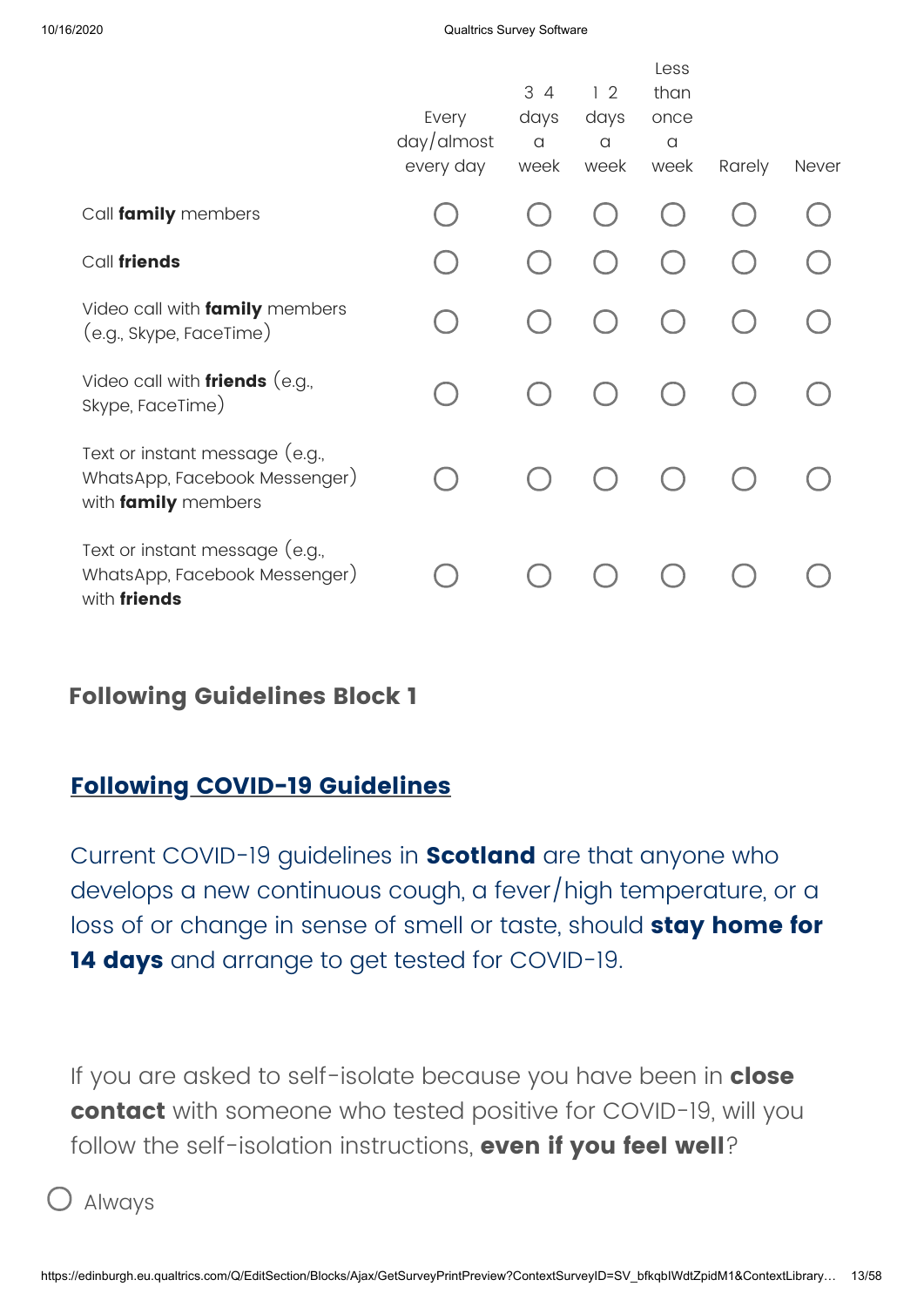| | Every day/almost every day | 3 4 days a week | 1 2 days a week | Less than once a week | Rarely | Never |
|---|---|---|---|---|---|---|
| Call **family** members | ◯ | ◯ | ◯ | ◯ | ◯ | ◯ |
| Call **friends** | ◯ | ◯ | ◯ | ◯ | ◯ | ◯ |
| Video call with **family** members (e.g., Skype, FaceTime) | ◯ | ◯ | ◯ | ◯ | ◯ | ◯ |
| Video call with **friends** (e.g., Skype, FaceTime) | ◯ | ◯ | ◯ | ◯ | ◯ | ◯ |
| Text or instant message (e.g., WhatsApp, Facebook Messenger) with **family** members | ◯ | ◯ | ◯ | ◯ | ◯ | ◯ |
| Text or instant message (e.g., WhatsApp, Facebook Messenger) with **friends** | ◯ | ◯ | ◯ | ◯ | ◯ | ◯ |

## Following Guidelines Block 1

### Following COVID-19 Guidelines

Current COVID-19 guidelines in **Scotland** are that anyone who develops a new continuous cough, a fever/high temperature, or a loss of or change in sense of smell or taste, should **stay home for 14 days** and arrange to get tested for COVID-19.

If you are asked to self-isolate because you have been in **close contact** with someone who tested positive for COVID-19, will you follow the self-isolation instructions, **even if you feel well**?

◯ Always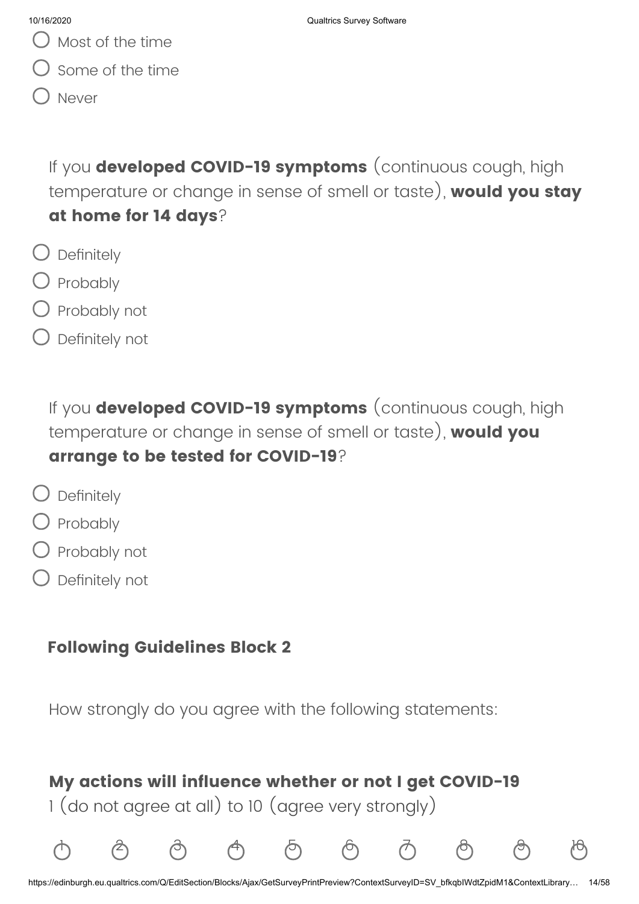- Most of the time
- Some of the time
- Never

If you **developed COVID-19 symptoms** (continuous cough, high temperature or change in sense of smell or taste), **would you stay at home for 14 days**?

- Definitely
- Probably
- Probably not
- Definitely not

If you **developed COVID-19 symptoms** (continuous cough, high temperature or change in sense of smell or taste), **would you arrange to be tested for COVID-19**?

- Definitely
- Probably
- Probably not
- Definitely not

## Following Guidelines Block 2

How strongly do you agree with the following statements:

**My actions will influence whether or not I get COVID-19**
1 (do not agree at all) to 10 (agree very strongly)

1 2 3 4 5 6 7 8 9 10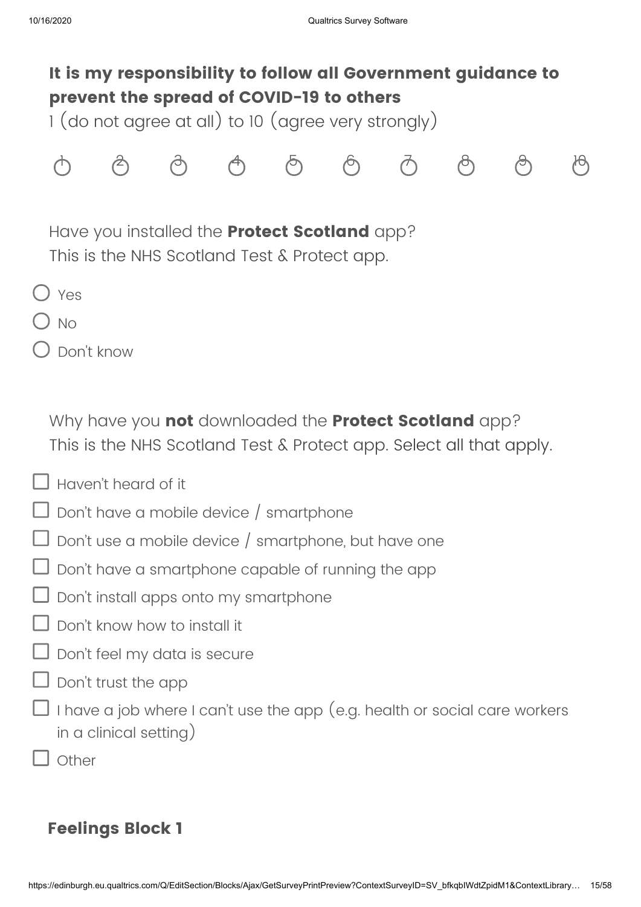**It is my responsibility to follow all Government guidance to prevent the spread of COVID-19 to others**
1 (do not agree at all) to 10 (agree very strongly)

○ 1 ○ 2 ○ 3 ○ 4 ○ 5 ○ 6 ○ 7 ○ 8 ○ 9 ○ 10

Have you installed the **Protect Scotland** app?
This is the NHS Scotland Test & Protect app.

- ○ Yes
- ○ No
- ○ Don't know

Why have you **not** downloaded the **Protect Scotland** app?
This is the NHS Scotland Test & Protect app. Select all that apply.

- ☐ Haven't heard of it
- ☐ Don't have a mobile device / smartphone
- ☐ Don't use a mobile device / smartphone, but have one
- ☐ Don't have a smartphone capable of running the app
- ☐ Don't install apps onto my smartphone
- ☐ Don't know how to install it
- ☐ Don't feel my data is secure
- ☐ Don't trust the app
- ☐ I have a job where I can't use the app (e.g. health or social care workers in a clinical setting)
- ☐ Other

## Feelings Block 1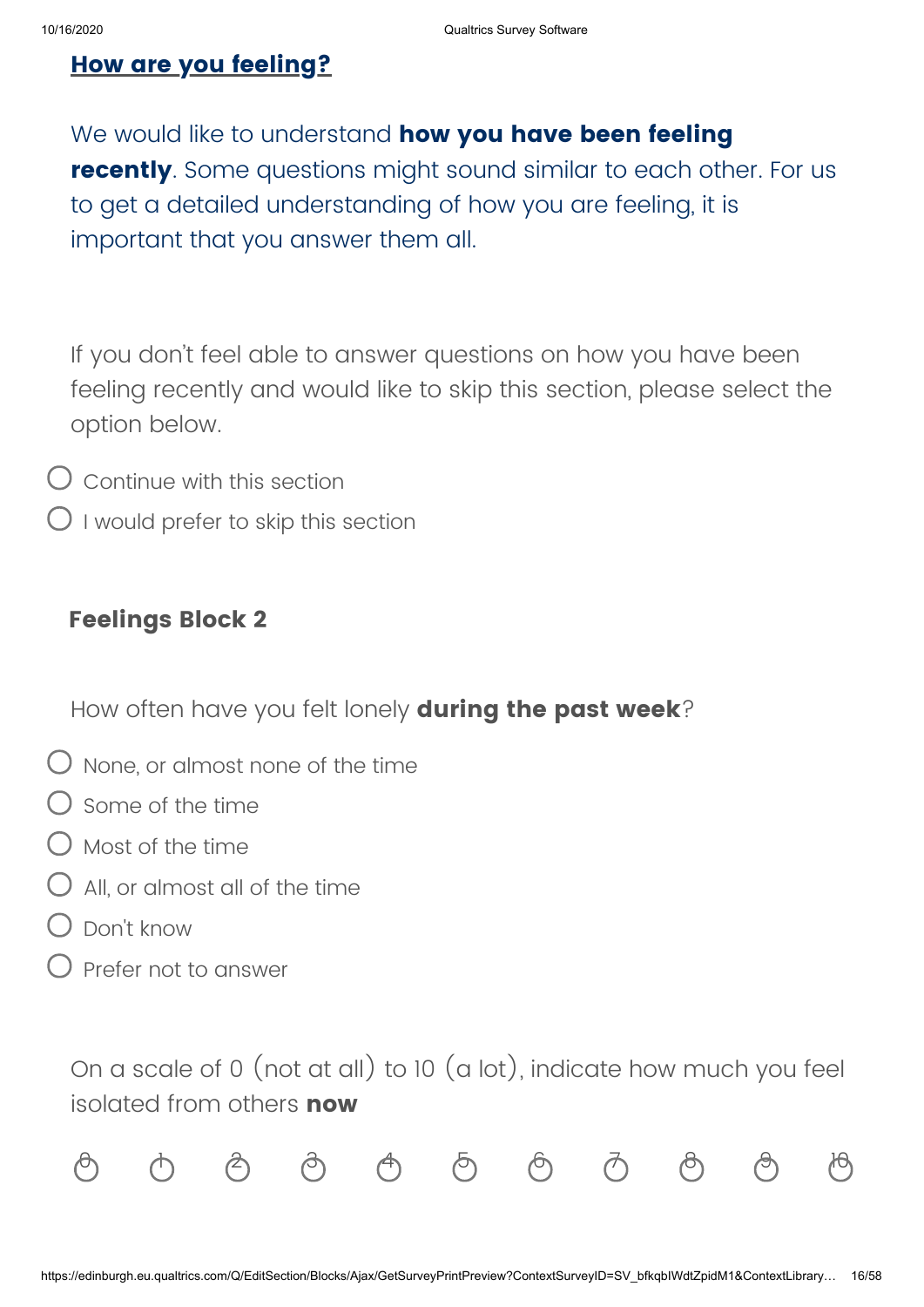## How are you feeling?

We would like to understand **how you have been feeling recently**. Some questions might sound similar to each other. For us to get a detailed understanding of how you are feeling, it is important that you answer them all.

If you don't feel able to answer questions on how you have been feeling recently and would like to skip this section, please select the option below.

- ○ Continue with this section
- ○ I would prefer to skip this section

### Feelings Block 2

How often have you felt lonely **during the past week**?

- ○ None, or almost none of the time
- ○ Some of the time
- ○ Most of the time
- ○ All, or almost all of the time
- ○ Don't know
- ○ Prefer not to answer

On a scale of 0 (not at all) to 10 (a lot), indicate how much you feel isolated from others **now**

○ 0 ○ 1 ○ 2 ○ 3 ○ 4 ○ 5 ○ 6 ○ 7 ○ 8 ○ 9 ○ 10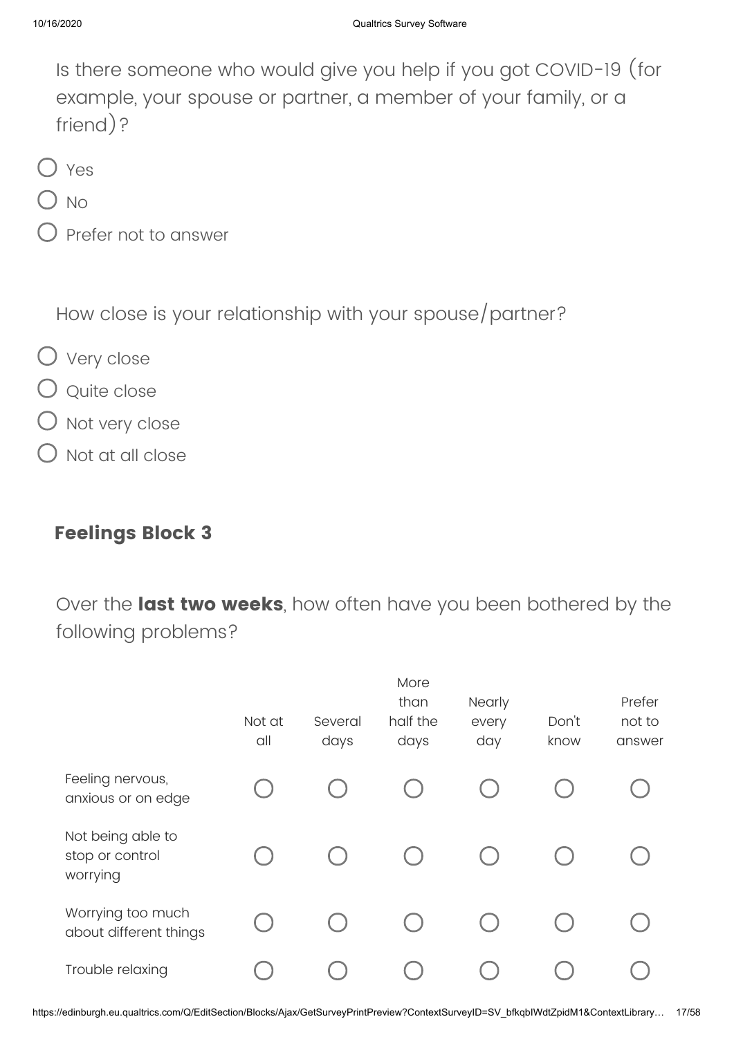Is there someone who would give you help if you got COVID-19 (for example, your spouse or partner, a member of your family, or a friend)?

- ○ Yes
- ○ No
- ○ Prefer not to answer

How close is your relationship with your spouse/partner?

- ○ Very close
- ○ Quite close
- ○ Not very close
- ○ Not at all close

## Feelings Block 3

Over the **last two weeks**, how often have you been bothered by the following problems?

| | Not at all | Several days | More than half the days | Nearly every day | Don't know | Prefer not to answer |
|---|---|---|---|---|---|---|
| Feeling nervous, anxious or on edge | ○ | ○ | ○ | ○ | ○ | ○ |
| Not being able to stop or control worrying | ○ | ○ | ○ | ○ | ○ | ○ |
| Worrying too much about different things | ○ | ○ | ○ | ○ | ○ | ○ |
| Trouble relaxing | ○ | ○ | ○ | ○ | ○ | ○ |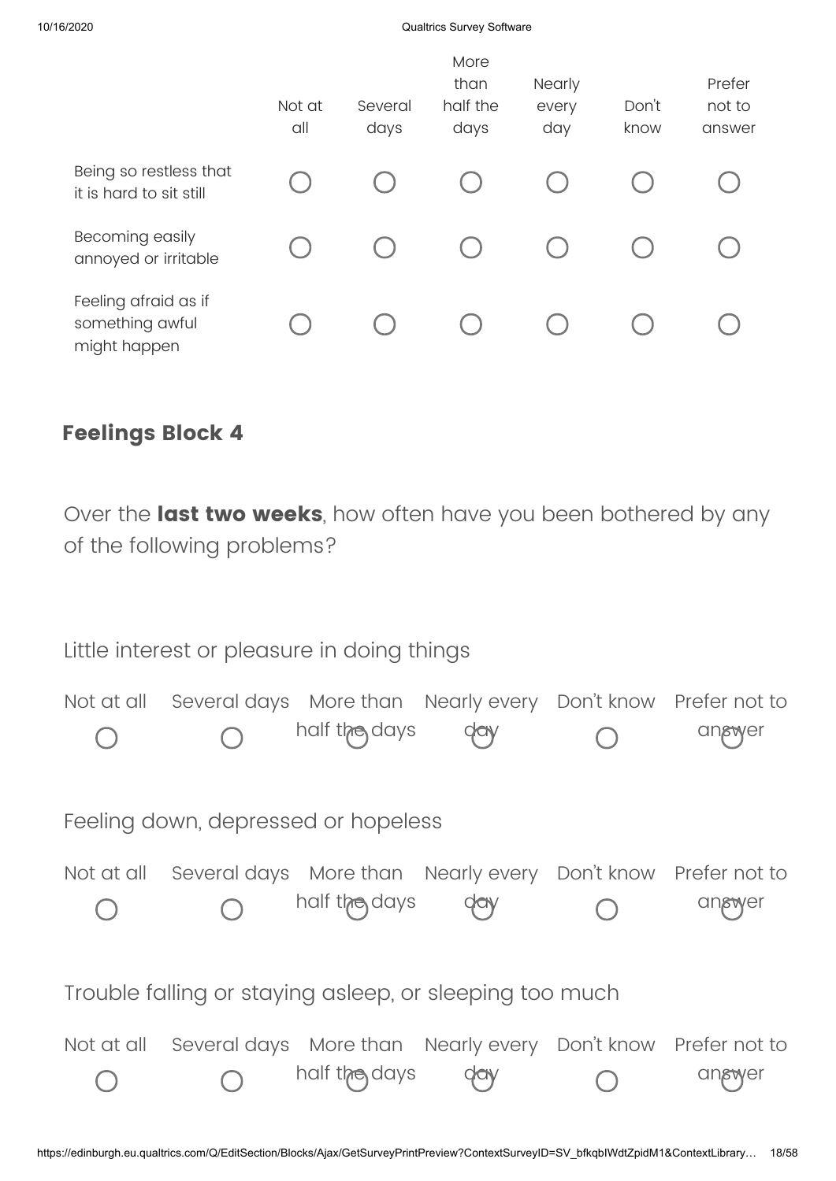| | Not at all | Several days | More than half the days | Nearly every day | Don't know | Prefer not to answer |
|---|---|---|---|---|---|---|
| Being so restless that it is hard to sit still | ◯ | ◯ | ◯ | ◯ | ◯ | ◯ |
| Becoming easily annoyed or irritable | ◯ | ◯ | ◯ | ◯ | ◯ | ◯ |
| Feeling afraid as if something awful might happen | ◯ | ◯ | ◯ | ◯ | ◯ | ◯ |

## Feelings Block 4

Over the **last two weeks**, how often have you been bothered by any of the following problems?

Little interest or pleasure in doing things

| Not at all | Several days | More than half the days | Nearly every day | Don't know | Prefer not to answer |
|---|---|---|---|---|---|
| ◯ | ◯ | ◯ | ◯ | ◯ | ◯ |

Feeling down, depressed or hopeless

| Not at all | Several days | More than half the days | Nearly every day | Don't know | Prefer not to answer |
|---|---|---|---|---|---|
| ◯ | ◯ | ◯ | ◯ | ◯ | ◯ |

Trouble falling or staying asleep, or sleeping too much

| Not at all | Several days | More than half the days | Nearly every day | Don't know | Prefer not to answer |
|---|---|---|---|---|---|
| ◯ | ◯ | ◯ | ◯ | ◯ | ◯ |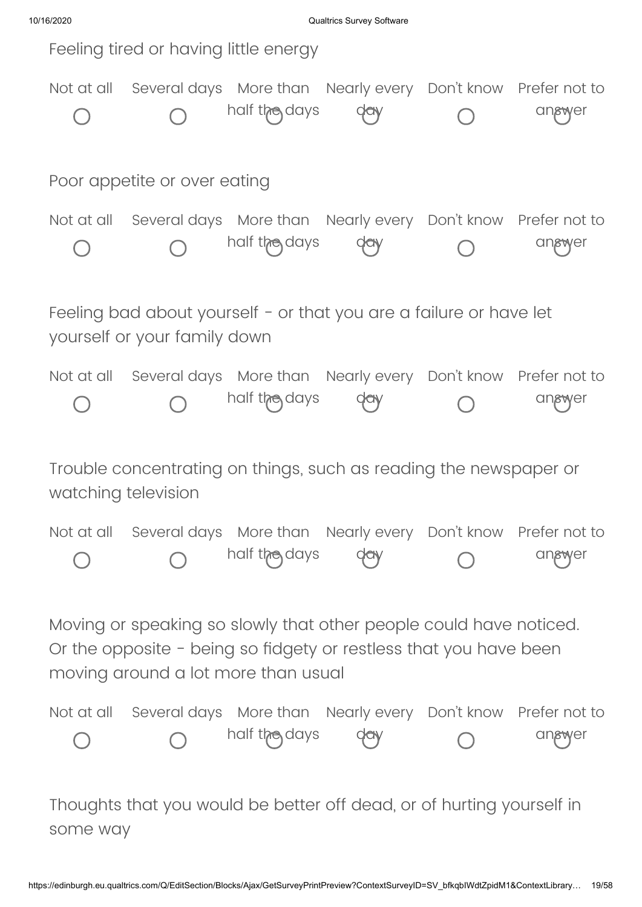Feeling tired or having little energy

| Not at all | Several days | More than half the days | Nearly every day | Don't know | Prefer not to answer |
|---|---|---|---|---|---|
| ○ | ○ | ○ | ○ | ○ | ○ |

Poor appetite or over eating

| Not at all | Several days | More than half the days | Nearly every day | Don't know | Prefer not to answer |
|---|---|---|---|---|---|
| ○ | ○ | ○ | ○ | ○ | ○ |

Feeling bad about yourself - or that you are a failure or have let yourself or your family down

| Not at all | Several days | More than half the days | Nearly every day | Don't know | Prefer not to answer |
|---|---|---|---|---|---|
| ○ | ○ | ○ | ○ | ○ | ○ |

Trouble concentrating on things, such as reading the newspaper or watching television

| Not at all | Several days | More than half the days | Nearly every day | Don't know | Prefer not to answer |
|---|---|---|---|---|---|
| ○ | ○ | ○ | ○ | ○ | ○ |

Moving or speaking so slowly that other people could have noticed. Or the opposite - being so fidgety or restless that you have been moving around a lot more than usual

| Not at all | Several days | More than half the days | Nearly every day | Don't know | Prefer not to answer |
|---|---|---|---|---|---|
| ○ | ○ | ○ | ○ | ○ | ○ |

Thoughts that you would be better off dead, or of hurting yourself in some way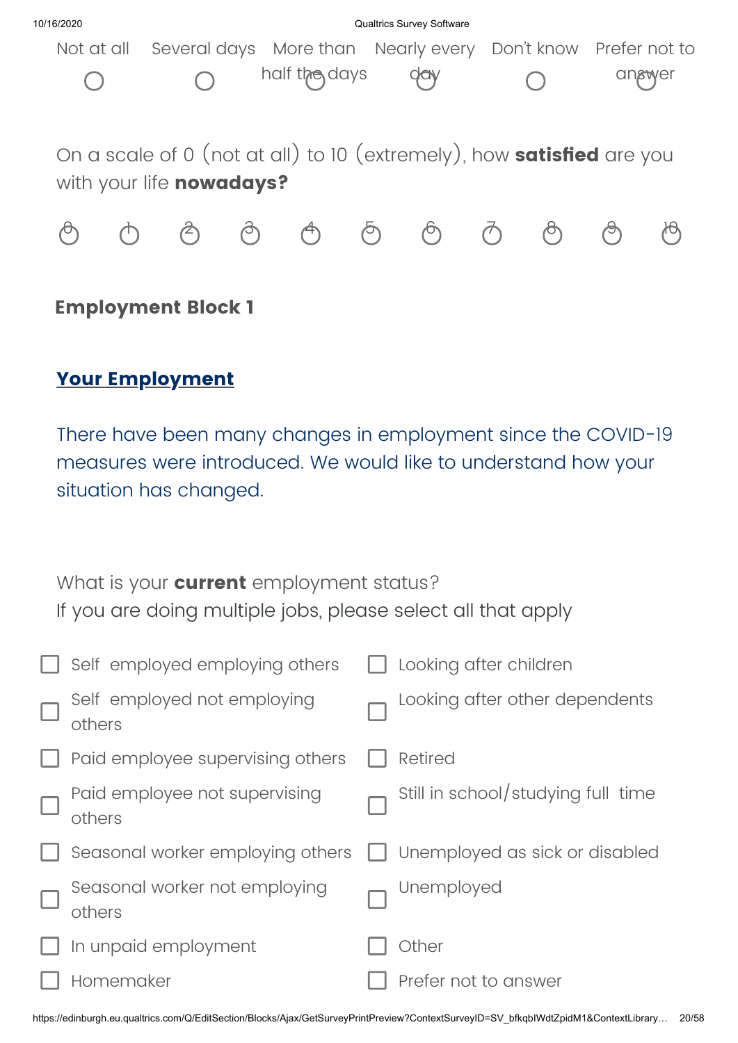| Not at all | Several days | More than half the days | Nearly every day | Don't know | Prefer not to answer |
| --- | --- | --- | --- | --- | --- |
| ○ | ○ | ○ | ○ | ○ | ○ |

On a scale of 0 (not at all) to 10 (extremely), how **satisfied** are you with your life **nowadays?**

| 0 | 1 | 2 | 3 | 4 | 5 | 6 | 7 | 8 | 9 | 10 |
| --- | --- | --- | --- | --- | --- | --- | --- | --- | --- | --- |
| ○ | ○ | ○ | ○ | ○ | ○ | ○ | ○ | ○ | ○ | ○ |

## Employment Block 1

### Your Employment

There have been many changes in employment since the COVID-19 measures were introduced. We would like to understand how your situation has changed.

What is your **current** employment status?
If you are doing multiple jobs, please select all that apply

- ☐ Self employed employing others
- ☐ Self employed not employing others
- ☐ Paid employee supervising others
- ☐ Paid employee not supervising others
- ☐ Seasonal worker employing others
- ☐ Seasonal worker not employing others
- ☐ In unpaid employment
- ☐ Homemaker
- ☐ Looking after children
- ☐ Looking after other dependents
- ☐ Retired
- ☐ Still in school/studying full time
- ☐ Unemployed as sick or disabled
- ☐ Unemployed
- ☐ Other
- ☐ Prefer not to answer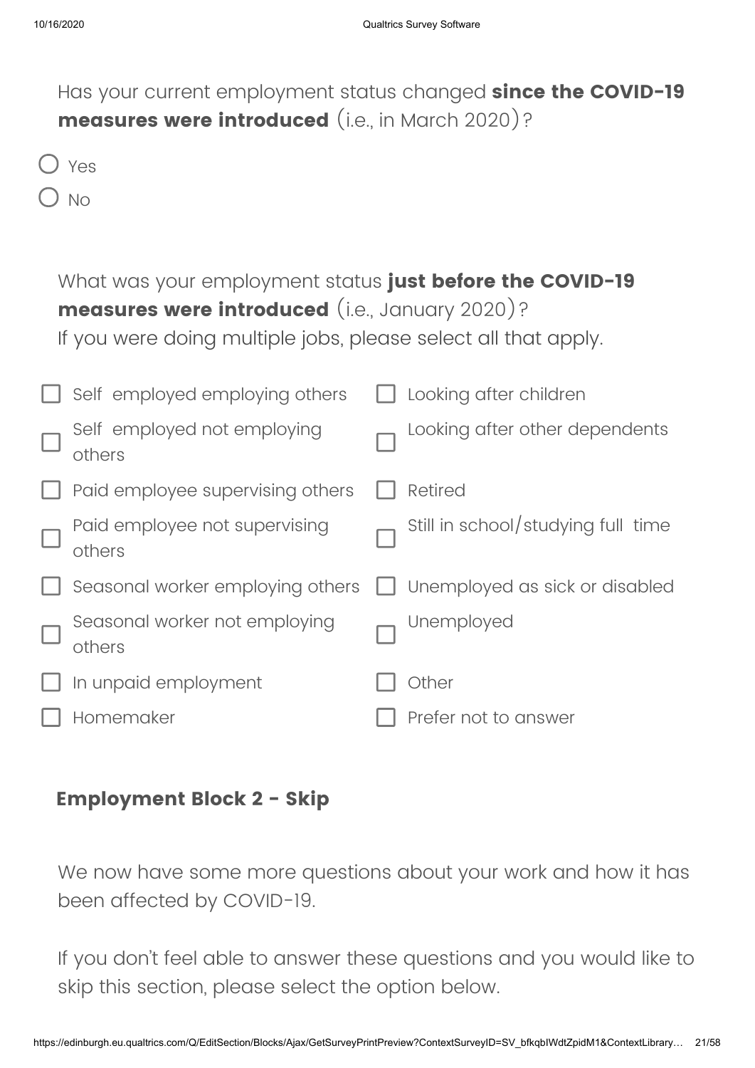Has your current employment status changed **since the COVID-19 measures were introduced** (i.e., in March 2020)?

- ○ Yes
- ○ No

What was your employment status **just before the COVID-19 measures were introduced** (i.e., January 2020)?
If you were doing multiple jobs, please select all that apply.

- ☐ Self employed employing others
- ☐ Self employed not employing others
- ☐ Paid employee supervising others
- ☐ Paid employee not supervising others
- ☐ Seasonal worker employing others
- ☐ Seasonal worker not employing others
- ☐ In unpaid employment
- ☐ Homemaker
- ☐ Looking after children
- ☐ Looking after other dependents
- ☐ Retired
- ☐ Still in school/studying full time
- ☐ Unemployed as sick or disabled
- ☐ Unemployed
- ☐ Other
- ☐ Prefer not to answer

## Employment Block 2 - Skip

We now have some more questions about your work and how it has been affected by COVID-19.

If you don't feel able to answer these questions and you would like to skip this section, please select the option below.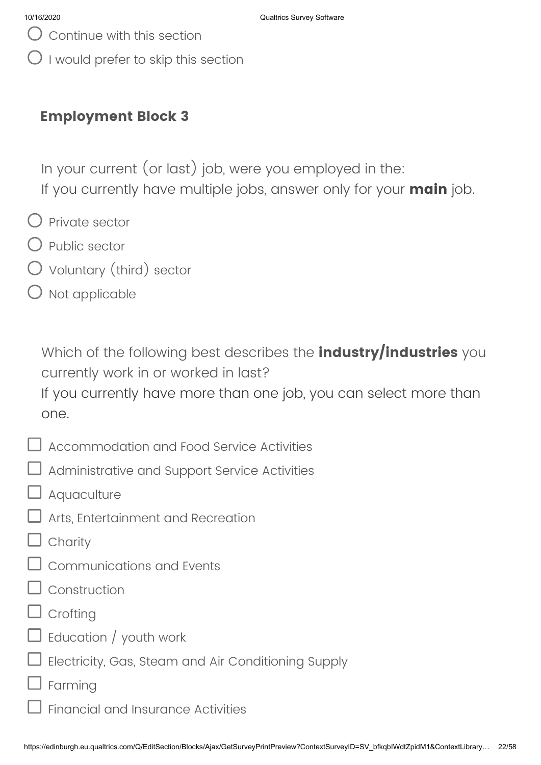- ○ Continue with this section
- ○ I would prefer to skip this section

## Employment Block 3

In your current (or last) job, were you employed in the:
If you currently have multiple jobs, answer only for your **main** job.

- ○ Private sector
- ○ Public sector
- ○ Voluntary (third) sector
- ○ Not applicable

Which of the following best describes the **industry/industries** you currently work in or worked in last?
If you currently have more than one job, you can select more than one.

- ☐ Accommodation and Food Service Activities
- ☐ Administrative and Support Service Activities
- ☐ Aquaculture
- ☐ Arts, Entertainment and Recreation
- ☐ Charity
- ☐ Communications and Events
- ☐ Construction
- ☐ Crofting
- ☐ Education / youth work
- ☐ Electricity, Gas, Steam and Air Conditioning Supply
- ☐ Farming
- ☐ Financial and Insurance Activities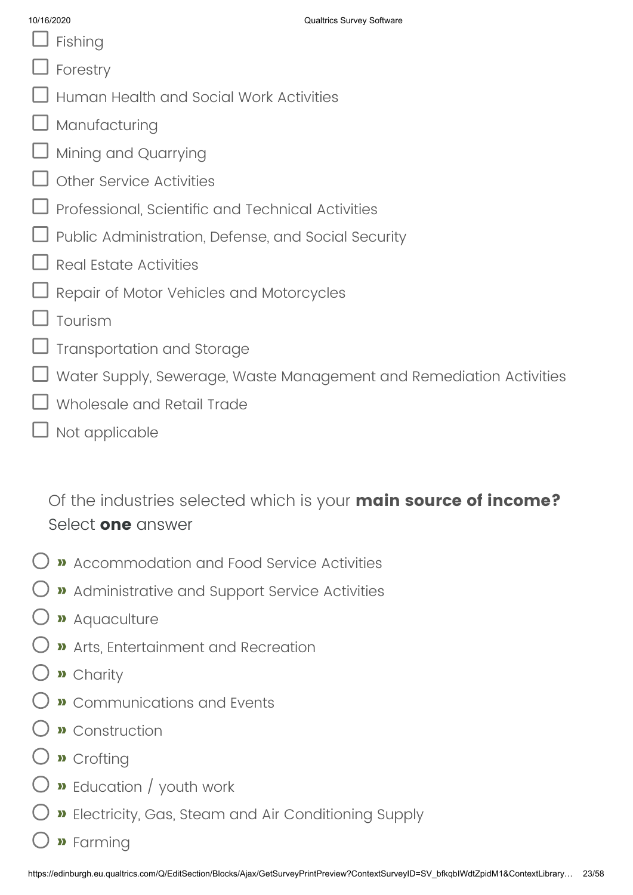- ☐ Fishing
- ☐ Forestry
- ☐ Human Health and Social Work Activities
- ☐ Manufacturing
- ☐ Mining and Quarrying
- ☐ Other Service Activities
- ☐ Professional, Scientific and Technical Activities
- ☐ Public Administration, Defense, and Social Security
- ☐ Real Estate Activities
- ☐ Repair of Motor Vehicles and Motorcycles
- ☐ Tourism
- ☐ Transportation and Storage
- ☐ Water Supply, Sewerage, Waste Management and Remediation Activities
- ☐ Wholesale and Retail Trade
- ☐ Not applicable

Of the industries selected which is your **main source of income?**
Select **one** answer

- ○ » Accommodation and Food Service Activities
- ○ » Administrative and Support Service Activities
- ○ » Aquaculture
- ○ » Arts, Entertainment and Recreation
- ○ » Charity
- ○ » Communications and Events
- ○ » Construction
- ○ » Crofting
- ○ » Education / youth work
- ○ » Electricity, Gas, Steam and Air Conditioning Supply
- ○ » Farming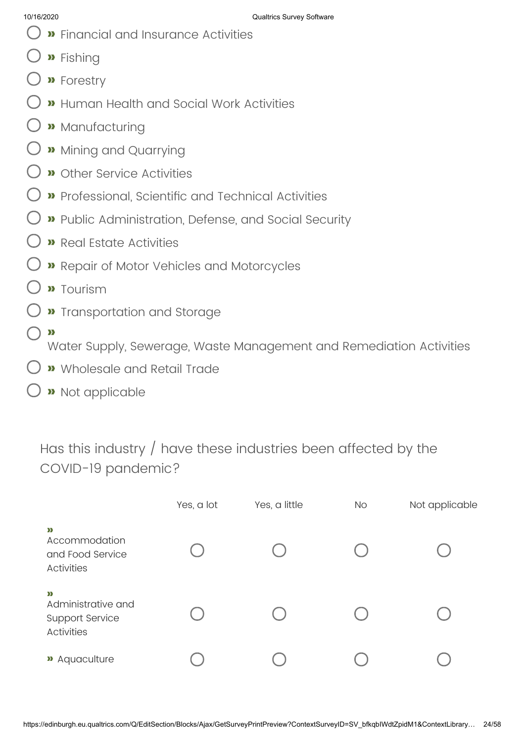- » Financial and Insurance Activities
- » Fishing
- » Forestry
- » Human Health and Social Work Activities
- » Manufacturing
- » Mining and Quarrying
- » Other Service Activities
- » Professional, Scientific and Technical Activities
- » Public Administration, Defense, and Social Security
- » Real Estate Activities
- » Repair of Motor Vehicles and Motorcycles
- » Tourism
- » Transportation and Storage
- » Water Supply, Sewerage, Waste Management and Remediation Activities
- » Wholesale and Retail Trade
- » Not applicable

Has this industry / have these industries been affected by the COVID-19 pandemic?

| | Yes, a lot | Yes, a little | No | Not applicable |
|---|---|---|---|---|
| » Accommodation and Food Service Activities | ○ | ○ | ○ | ○ |
| » Administrative and Support Service Activities | ○ | ○ | ○ | ○ |
| » Aquaculture | ○ | ○ | ○ | ○ |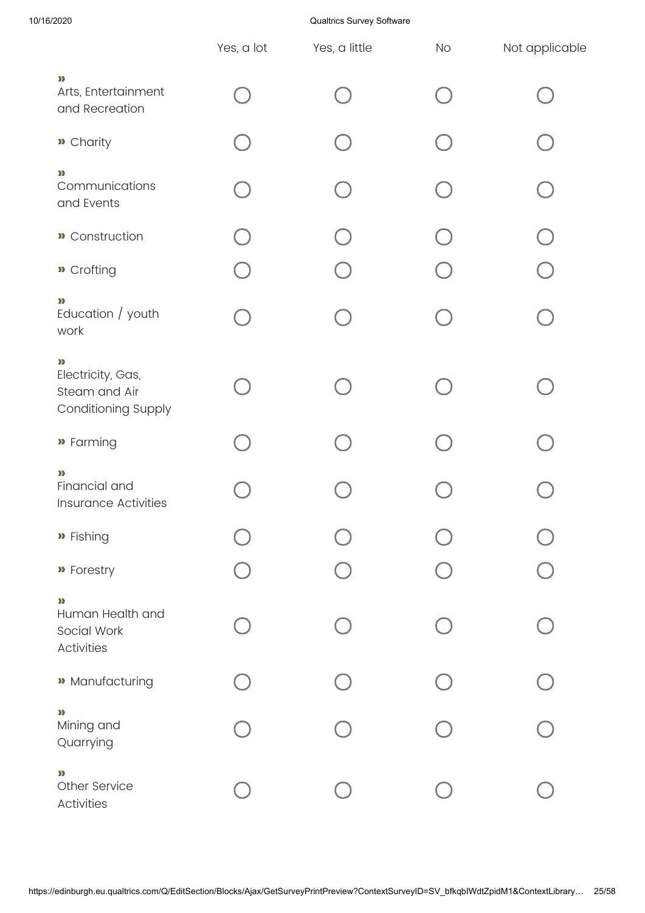| | Yes, a lot | Yes, a little | No | Not applicable |
|---|---|---|---|---|
| » Arts, Entertainment and Recreation | ◯ | ◯ | ◯ | ◯ |
| » Charity | ◯ | ◯ | ◯ | ◯ |
| » Communications and Events | ◯ | ◯ | ◯ | ◯ |
| » Construction | ◯ | ◯ | ◯ | ◯ |
| » Crofting | ◯ | ◯ | ◯ | ◯ |
| » Education / youth work | ◯ | ◯ | ◯ | ◯ |
| » Electricity, Gas, Steam and Air Conditioning Supply | ◯ | ◯ | ◯ | ◯ |
| » Farming | ◯ | ◯ | ◯ | ◯ |
| » Financial and Insurance Activities | ◯ | ◯ | ◯ | ◯ |
| » Fishing | ◯ | ◯ | ◯ | ◯ |
| » Forestry | ◯ | ◯ | ◯ | ◯ |
| » Human Health and Social Work Activities | ◯ | ◯ | ◯ | ◯ |
| » Manufacturing | ◯ | ◯ | ◯ | ◯ |
| » Mining and Quarrying | ◯ | ◯ | ◯ | ◯ |
| » Other Service Activities | ◯ | ◯ | ◯ | ◯ |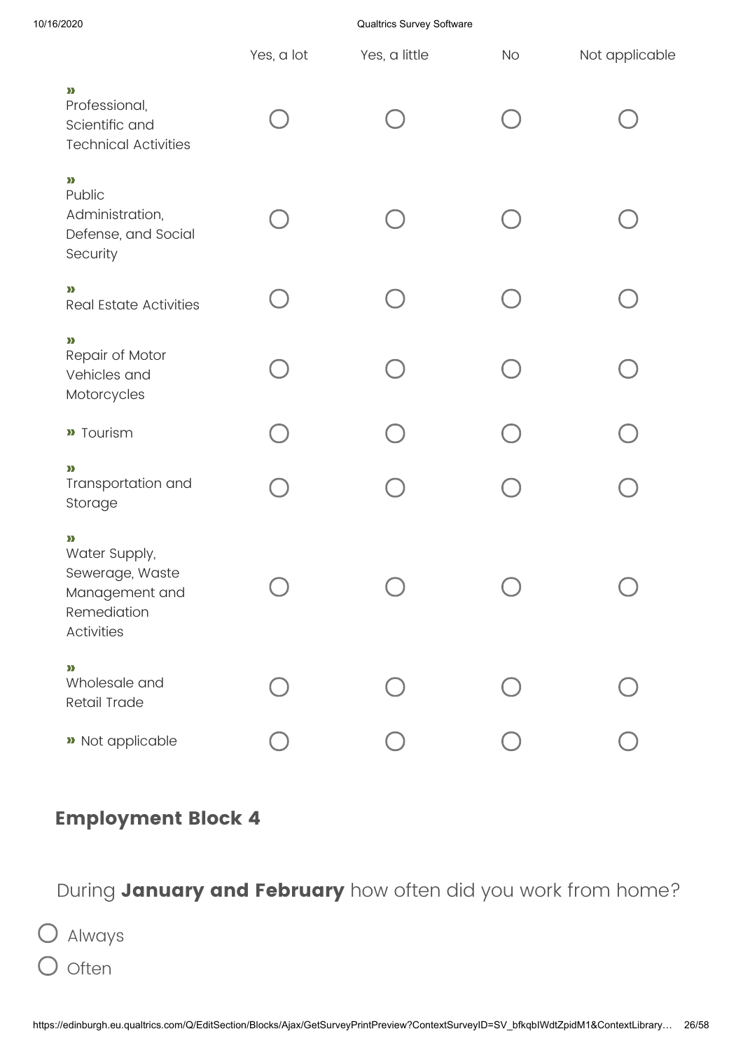| | Yes, a lot | Yes, a little | No | Not applicable |
|---|---|---|---|---|
| » Professional, Scientific and Technical Activities | ◯ | ◯ | ◯ | ◯ |
| » Public Administration, Defense, and Social Security | ◯ | ◯ | ◯ | ◯ |
| » Real Estate Activities | ◯ | ◯ | ◯ | ◯ |
| » Repair of Motor Vehicles and Motorcycles | ◯ | ◯ | ◯ | ◯ |
| » Tourism | ◯ | ◯ | ◯ | ◯ |
| » Transportation and Storage | ◯ | ◯ | ◯ | ◯ |
| » Water Supply, Sewerage, Waste Management and Remediation Activities | ◯ | ◯ | ◯ | ◯ |
| » Wholesale and Retail Trade | ◯ | ◯ | ◯ | ◯ |
| » Not applicable | ◯ | ◯ | ◯ | ◯ |

## Employment Block 4

During **January and February** how often did you work from home?

◯ Always

◯ Often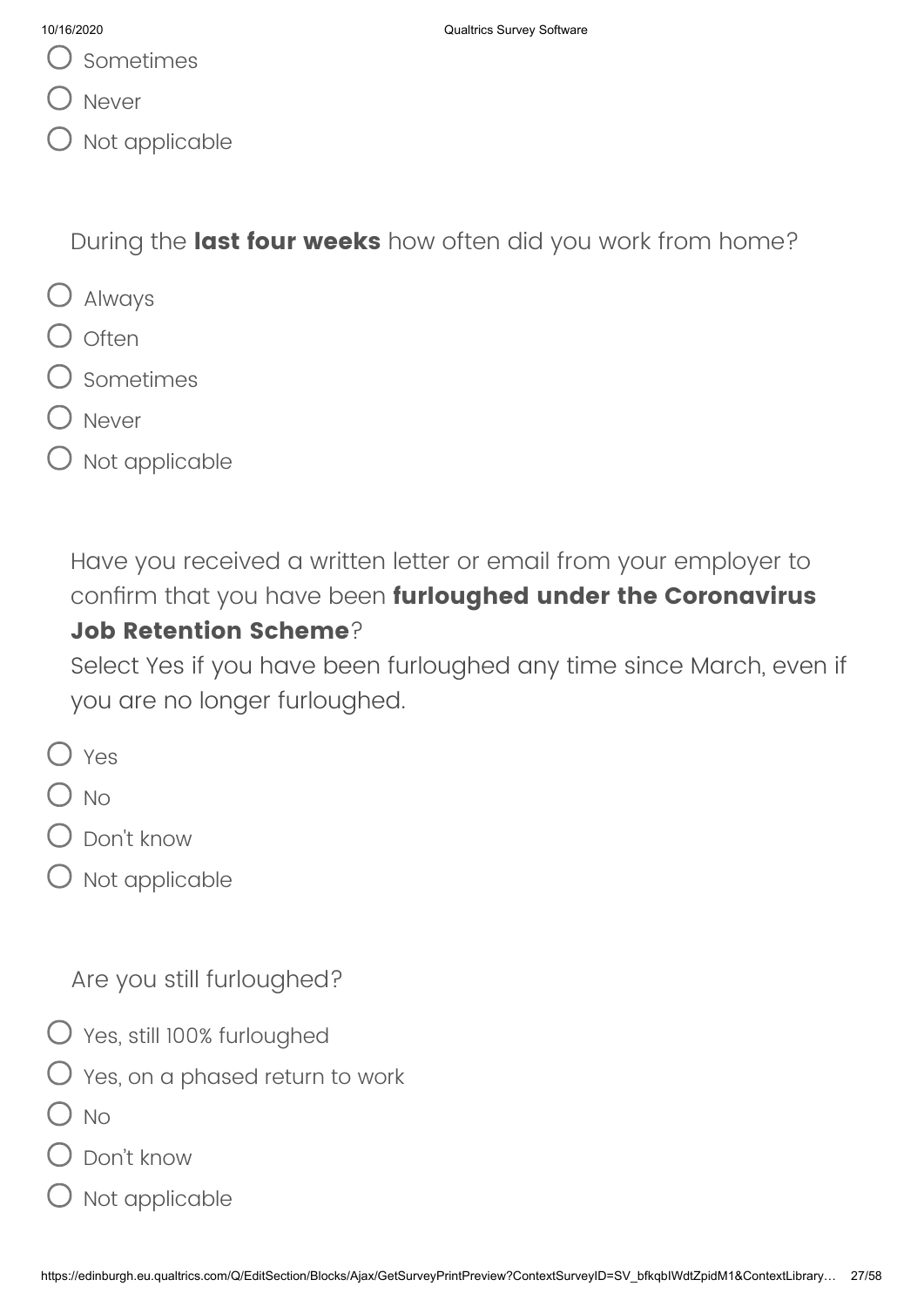- Sometimes
- Never
- Not applicable

During the **last four weeks** how often did you work from home?

- Always
- Often
- Sometimes
- Never
- Not applicable

Have you received a written letter or email from your employer to confirm that you have been **furloughed under the Coronavirus Job Retention Scheme**?
Select Yes if you have been furloughed any time since March, even if you are no longer furloughed.

- Yes
- No
- Don't know
- Not applicable

Are you still furloughed?

- Yes, still 100% furloughed
- Yes, on a phased return to work
- No
- Don't know
- Not applicable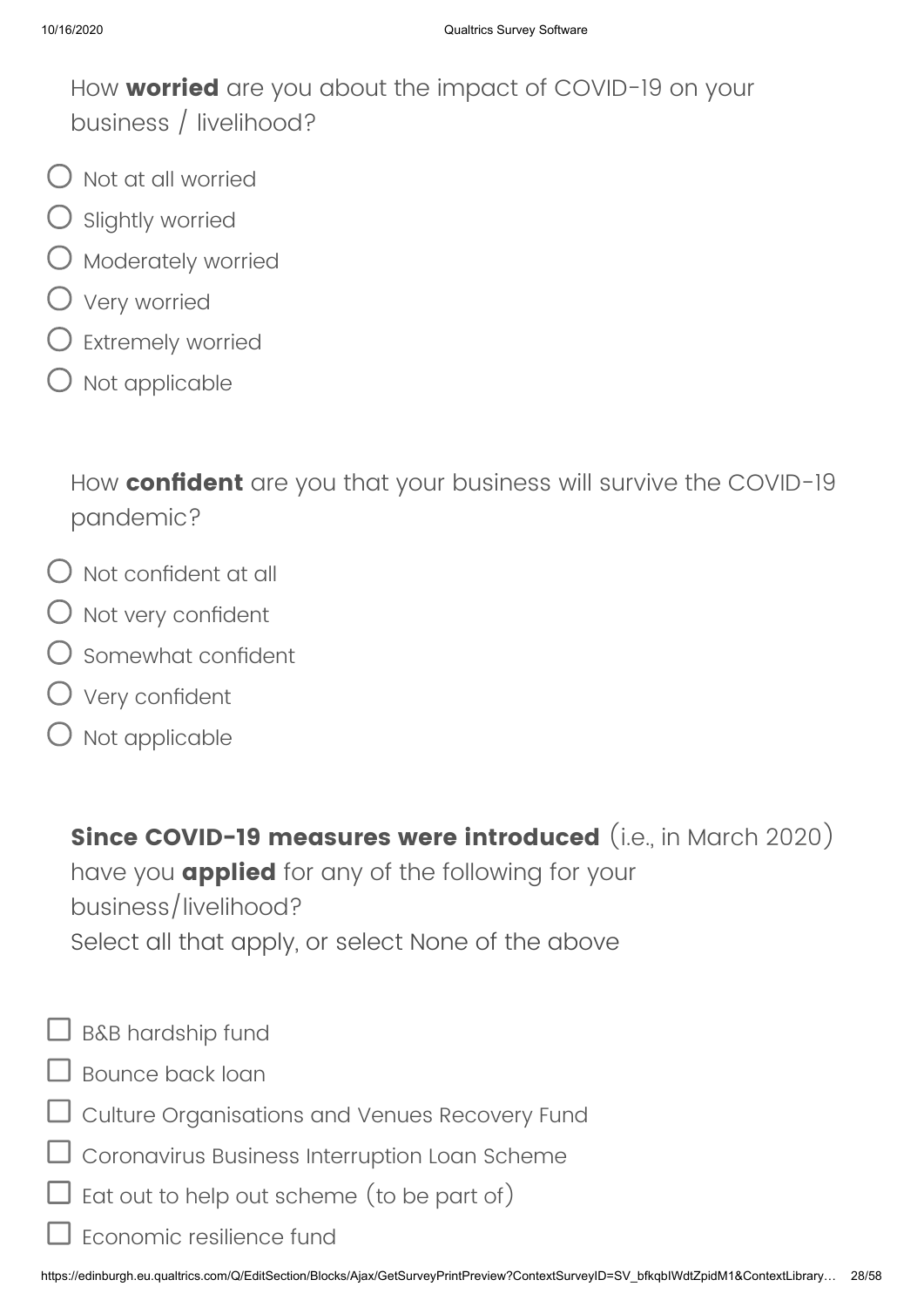How **worried** are you about the impact of COVID-19 on your business / livelihood?

- ○ Not at all worried
- ○ Slightly worried
- ○ Moderately worried
- ○ Very worried
- ○ Extremely worried
- ○ Not applicable

How **confident** are you that your business will survive the COVID-19 pandemic?

- ○ Not confident at all
- ○ Not very confident
- ○ Somewhat confident
- ○ Very confident
- ○ Not applicable

**Since COVID-19 measures were introduced** (i.e., in March 2020) have you **applied** for any of the following for your business/livelihood?
Select all that apply, or select None of the above

- ☐ B&B hardship fund
- ☐ Bounce back loan
- ☐ Culture Organisations and Venues Recovery Fund
- ☐ Coronavirus Business Interruption Loan Scheme
- ☐ Eat out to help out scheme (to be part of)
- ☐ Economic resilience fund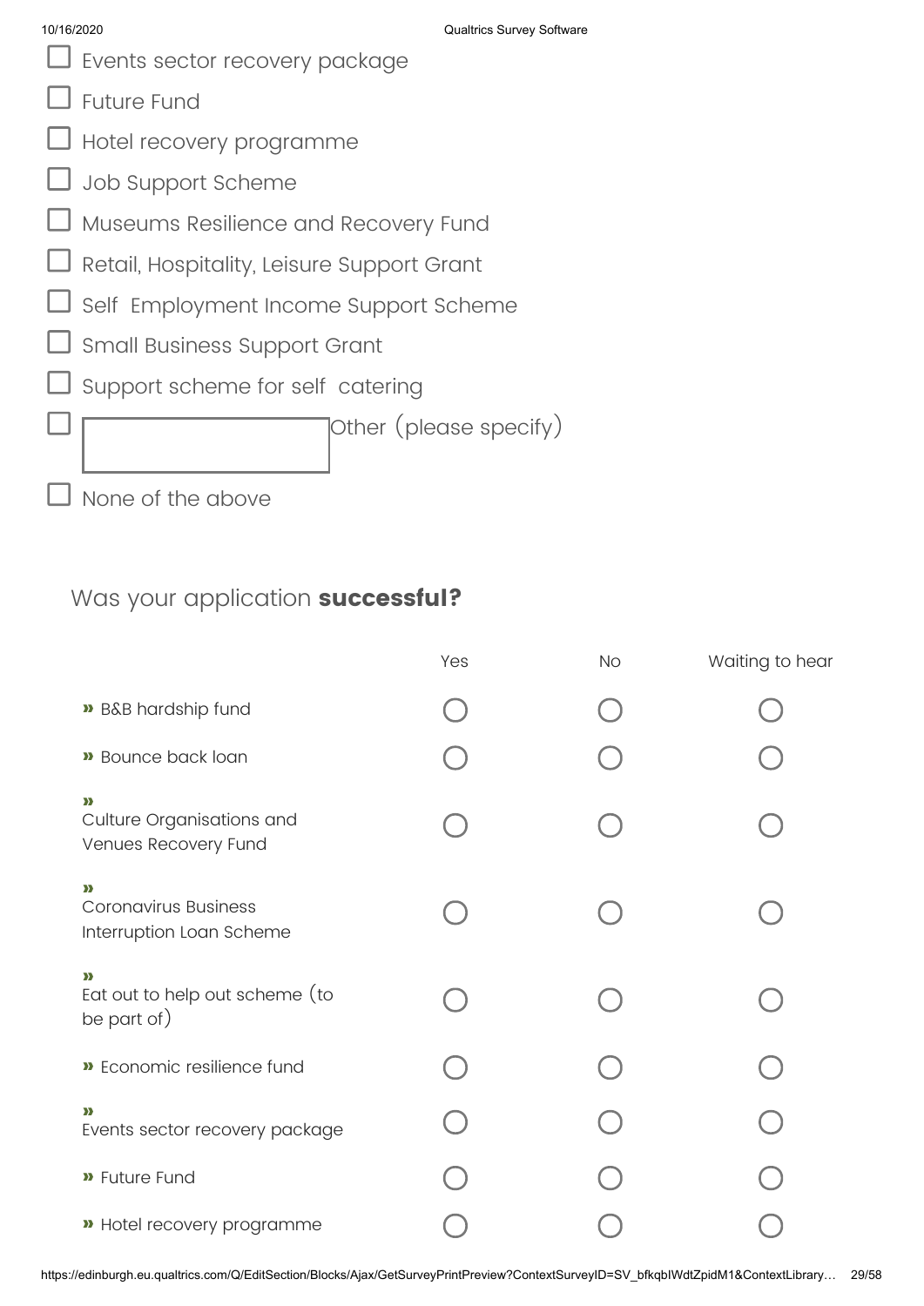- [ ] Events sector recovery package
- [ ] Future Fund
- [ ] Hotel recovery programme
- [ ] Job Support Scheme
- [ ] Museums Resilience and Recovery Fund
- [ ] Retail, Hospitality, Leisure Support Grant
- [ ] Self Employment Income Support Scheme
- [ ] Small Business Support Grant
- [ ] Support scheme for self catering
- [ ] Other (please specify) ____________
- [ ] None of the above

Was your application **successful?**

| | Yes | No | Waiting to hear |
|---|---|---|---|
| » B&B hardship fund | ○ | ○ | ○ |
| » Bounce back loan | ○ | ○ | ○ |
| » Culture Organisations and Venues Recovery Fund | ○ | ○ | ○ |
| » Coronavirus Business Interruption Loan Scheme | ○ | ○ | ○ |
| » Eat out to help out scheme (to be part of) | ○ | ○ | ○ |
| » Economic resilience fund | ○ | ○ | ○ |
| » Events sector recovery package | ○ | ○ | ○ |
| » Future Fund | ○ | ○ | ○ |
| » Hotel recovery programme | ○ | ○ | ○ |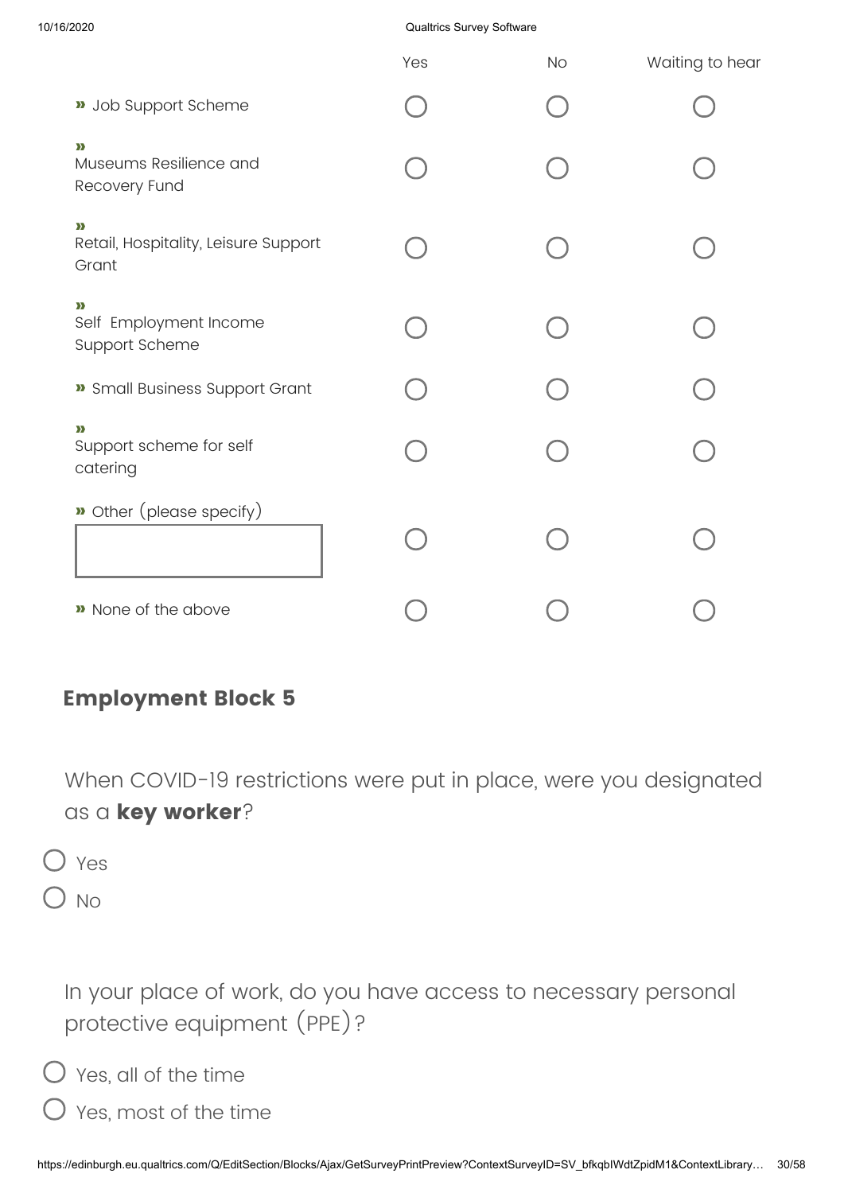| | Yes | No | Waiting to hear |
|---|---|---|---|
| » Job Support Scheme | ○ | ○ | ○ |
| » Museums Resilience and Recovery Fund | ○ | ○ | ○ |
| » Retail, Hospitality, Leisure Support Grant | ○ | ○ | ○ |
| » Self Employment Income Support Scheme | ○ | ○ | ○ |
| » Small Business Support Grant | ○ | ○ | ○ |
| » Support scheme for self catering | ○ | ○ | ○ |
| » Other (please specify) | ○ | ○ | ○ |
| » None of the above | ○ | ○ | ○ |

## Employment Block 5

When COVID-19 restrictions were put in place, were you designated as a **key worker**?

- ○ Yes
- ○ No

In your place of work, do you have access to necessary personal protective equipment (PPE)?

- ○ Yes, all of the time
- ○ Yes, most of the time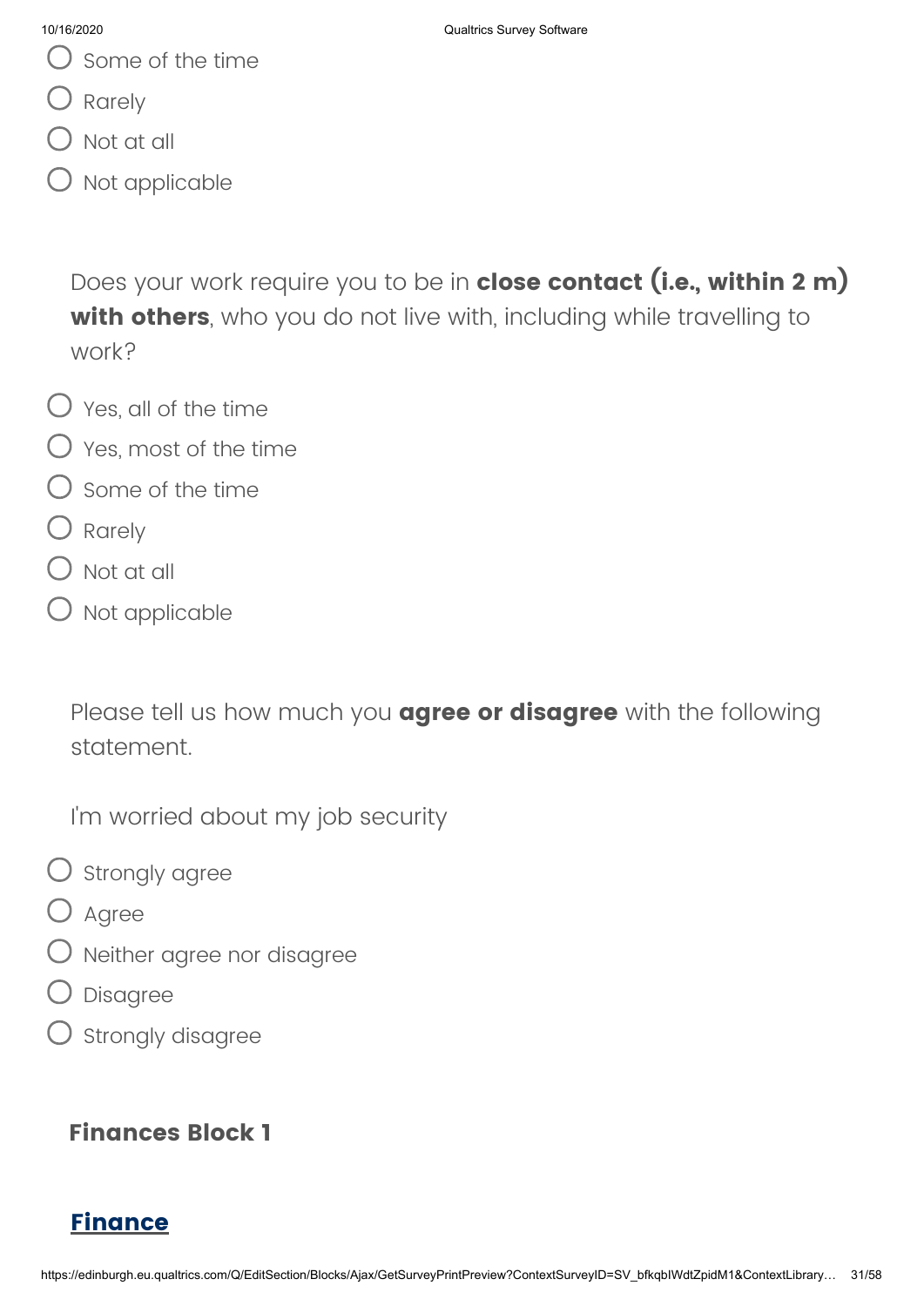- Some of the time
- Rarely
- Not at all
- Not applicable

Does your work require you to be in **close contact (i.e., within 2 m) with others**, who you do not live with, including while travelling to work?

- Yes, all of the time
- Yes, most of the time
- Some of the time
- Rarely
- Not at all
- Not applicable

Please tell us how much you **agree or disagree** with the following statement.

I'm worried about my job security

- Strongly agree
- Agree
- Neither agree nor disagree
- Disagree
- Strongly disagree

## Finances Block 1

## Finance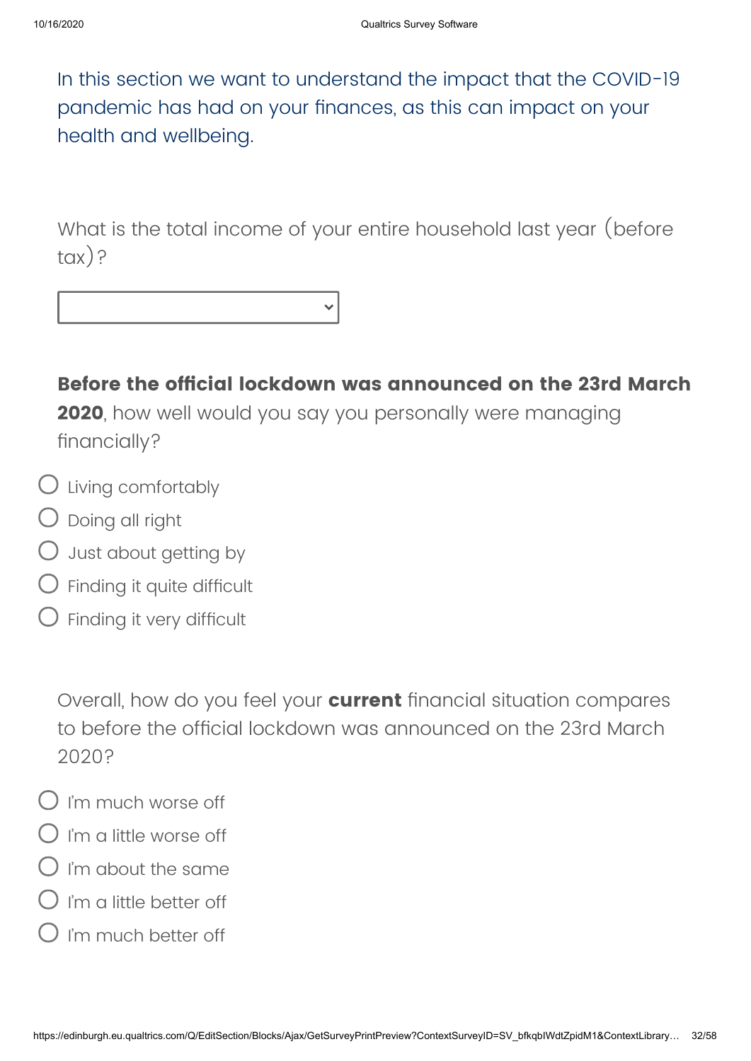In this section we want to understand the impact that the COVID-19 pandemic has had on your finances, as this can impact on your health and wellbeing.

What is the total income of your entire household last year (before tax)?

[ ▾ ]

**Before the official lockdown was announced on the 23rd March 2020**, how well would you say you personally were managing financially?

- Living comfortably
- Doing all right
- Just about getting by
- Finding it quite difficult
- Finding it very difficult

Overall, how do you feel your **current** financial situation compares to before the official lockdown was announced on the 23rd March 2020?

- I'm much worse off
- I'm a little worse off
- I'm about the same
- I'm a little better off
- I'm much better off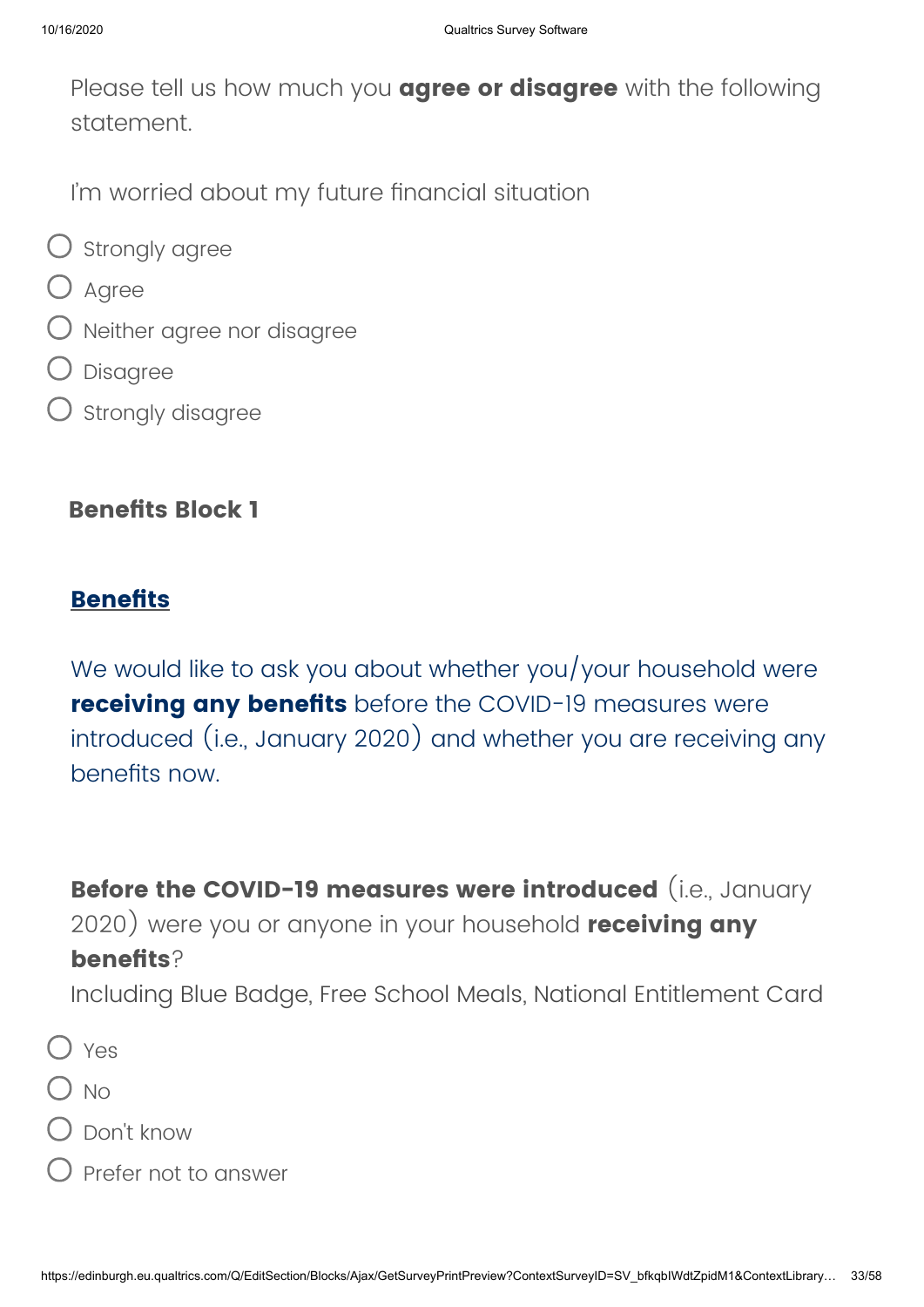Please tell us how much you **agree or disagree** with the following statement.

I'm worried about my future financial situation

- ○ Strongly agree
- ○ Agree
- ○ Neither agree nor disagree
- ○ Disagree
- ○ Strongly disagree

### Benefits Block 1

**Benefits**

We would like to ask you about whether you/your household were **receiving any benefits** before the COVID-19 measures were introduced (i.e., January 2020) and whether you are receiving any benefits now.

**Before the COVID-19 measures were introduced** (i.e., January 2020) were you or anyone in your household **receiving any benefits**?
Including Blue Badge, Free School Meals, National Entitlement Card

- ○ Yes
- ○ No
- ○ Don't know
- ○ Prefer not to answer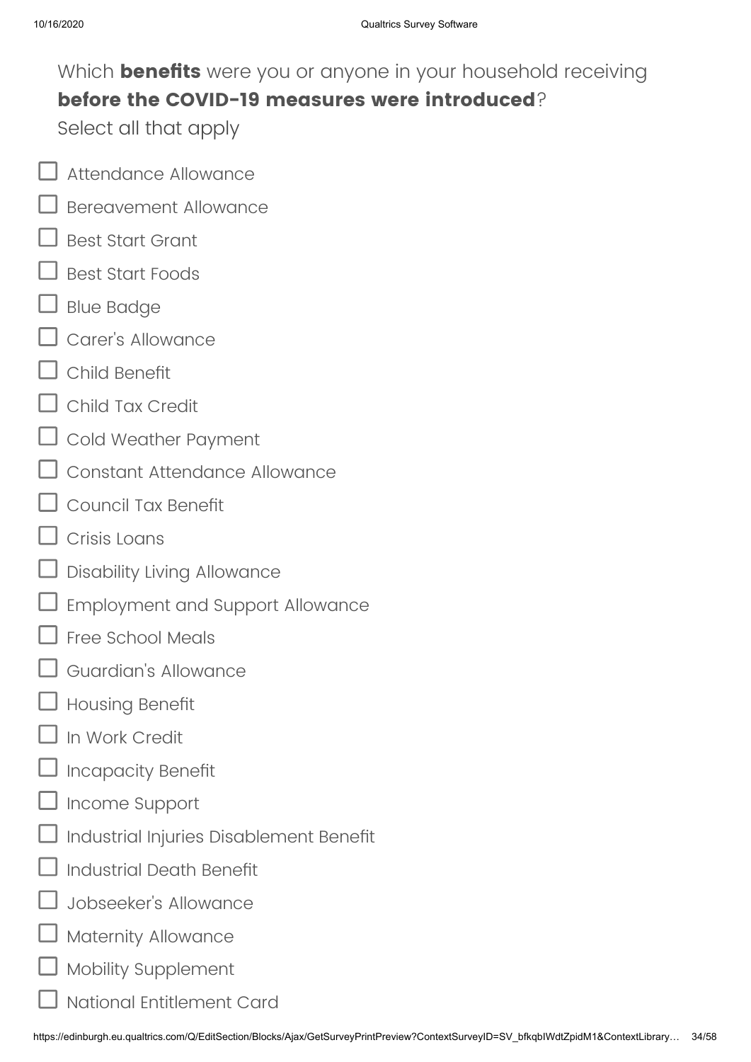Which **benefits** were you or anyone in your household receiving **before the COVID-19 measures were introduced**?
Select all that apply

- ☐ Attendance Allowance
- ☐ Bereavement Allowance
- ☐ Best Start Grant
- ☐ Best Start Foods
- ☐ Blue Badge
- ☐ Carer's Allowance
- ☐ Child Benefit
- ☐ Child Tax Credit
- ☐ Cold Weather Payment
- ☐ Constant Attendance Allowance
- ☐ Council Tax Benefit
- ☐ Crisis Loans
- ☐ Disability Living Allowance
- ☐ Employment and Support Allowance
- ☐ Free School Meals
- ☐ Guardian's Allowance
- ☐ Housing Benefit
- ☐ In Work Credit
- ☐ Incapacity Benefit
- ☐ Income Support
- ☐ Industrial Injuries Disablement Benefit
- ☐ Industrial Death Benefit
- ☐ Jobseeker's Allowance
- ☐ Maternity Allowance
- ☐ Mobility Supplement
- ☐ National Entitlement Card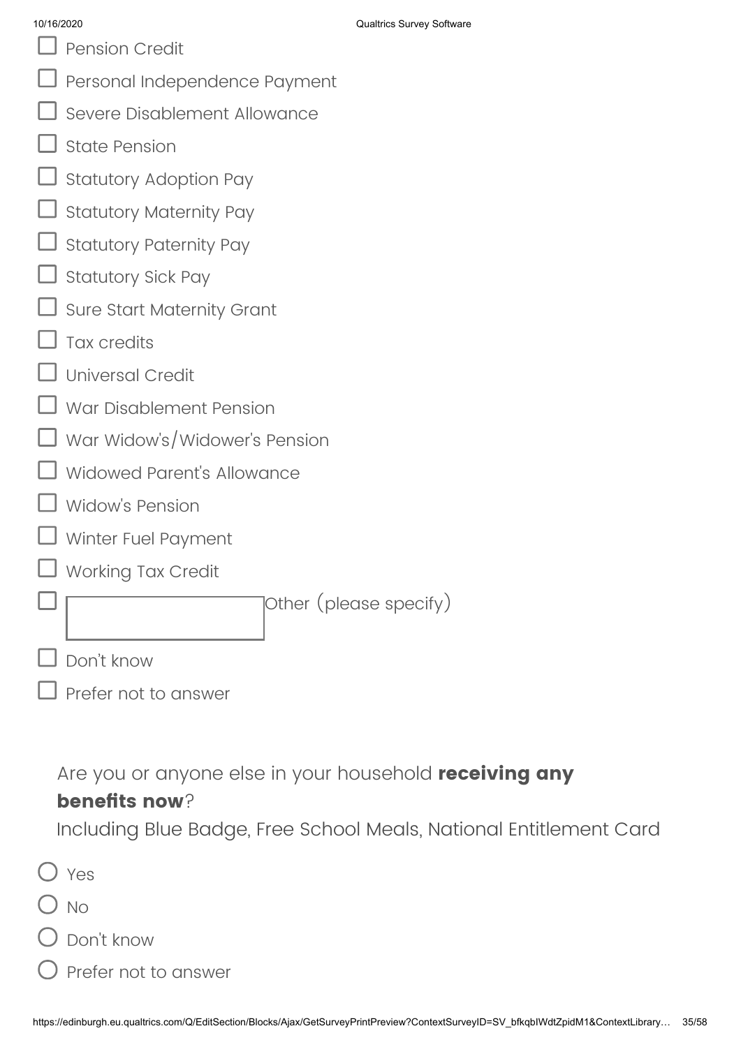- ☐ Pension Credit
- ☐ Personal Independence Payment
- ☐ Severe Disablement Allowance
- ☐ State Pension
- ☐ Statutory Adoption Pay
- ☐ Statutory Maternity Pay
- ☐ Statutory Paternity Pay
- ☐ Statutory Sick Pay
- ☐ Sure Start Maternity Grant
- ☐ Tax credits
- ☐ Universal Credit
- ☐ War Disablement Pension
- ☐ War Widow's/Widower's Pension
- ☐ Widowed Parent's Allowance
- ☐ Widow's Pension
- ☐ Winter Fuel Payment
- ☐ Working Tax Credit
- ☐ Other (please specify) ____________
- ☐ Don't know
- ☐ Prefer not to answer

Are you or anyone else in your household **receiving any benefits now**?
Including Blue Badge, Free School Meals, National Entitlement Card

- ○ Yes
- ○ No
- ○ Don't know
- ○ Prefer not to answer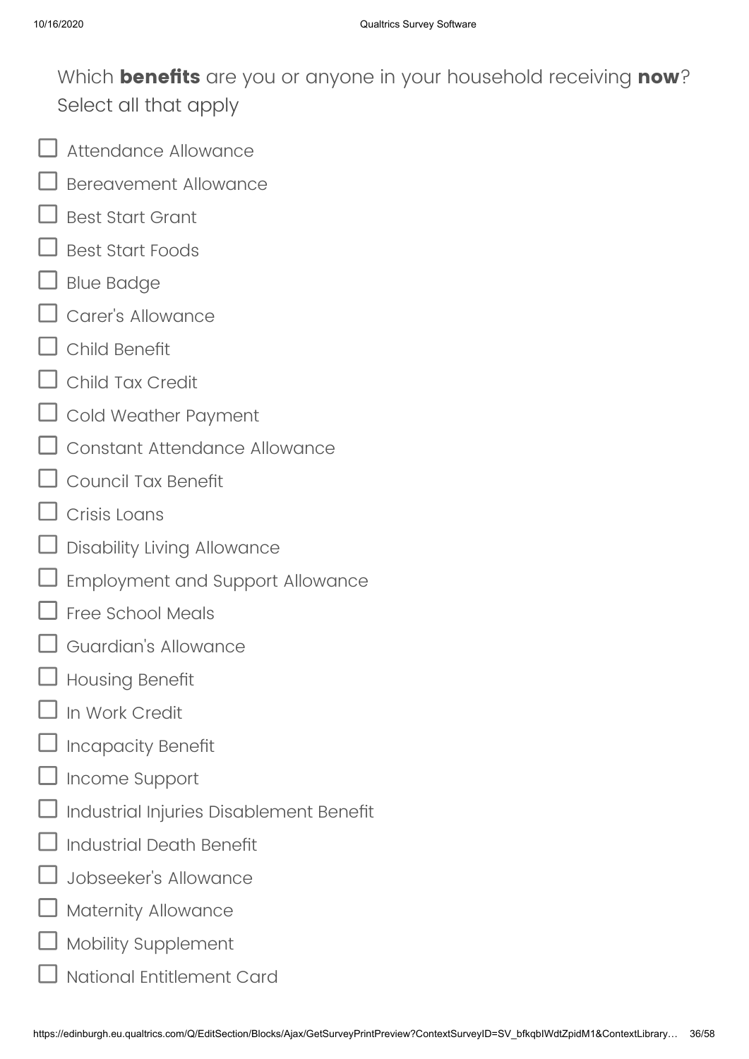Which **benefits** are you or anyone in your household receiving **now**? Select all that apply

- ☐ Attendance Allowance
- ☐ Bereavement Allowance
- ☐ Best Start Grant
- ☐ Best Start Foods
- ☐ Blue Badge
- ☐ Carer's Allowance
- ☐ Child Benefit
- ☐ Child Tax Credit
- ☐ Cold Weather Payment
- ☐ Constant Attendance Allowance
- ☐ Council Tax Benefit
- ☐ Crisis Loans
- ☐ Disability Living Allowance
- ☐ Employment and Support Allowance
- ☐ Free School Meals
- ☐ Guardian's Allowance
- ☐ Housing Benefit
- ☐ In Work Credit
- ☐ Incapacity Benefit
- ☐ Income Support
- ☐ Industrial Injuries Disablement Benefit
- ☐ Industrial Death Benefit
- ☐ Jobseeker's Allowance
- ☐ Maternity Allowance
- ☐ Mobility Supplement
- ☐ National Entitlement Card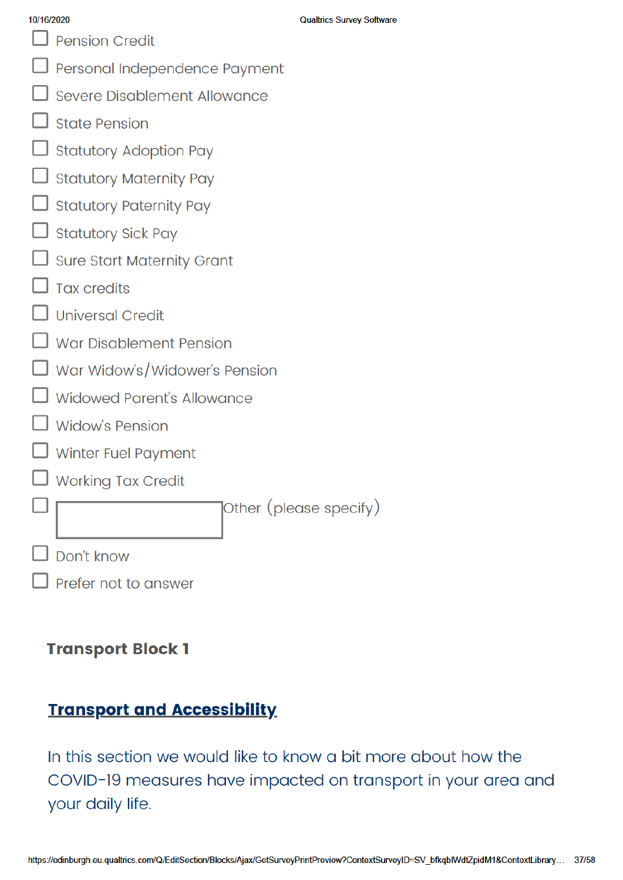- ☐ Pension Credit
- ☐ Personal Independence Payment
- ☐ Severe Disablement Allowance
- ☐ State Pension
- ☐ Statutory Adoption Pay
- ☐ Statutory Maternity Pay
- ☐ Statutory Paternity Pay
- ☐ Statutory Sick Pay
- ☐ Sure Start Maternity Grant
- ☐ Tax credits
- ☐ Universal Credit
- ☐ War Disablement Pension
- ☐ War Widow's/Widower's Pension
- ☐ Widowed Parent's Allowance
- ☐ Widow's Pension
- ☐ Winter Fuel Payment
- ☐ Working Tax Credit
- ☐ Other (please specify) ________
- ☐ Don't know
- ☐ Prefer not to answer

**Transport Block 1**

## Transport and Accessibility

In this section we would like to know a bit more about how the COVID-19 measures have impacted on transport in your area and your daily life.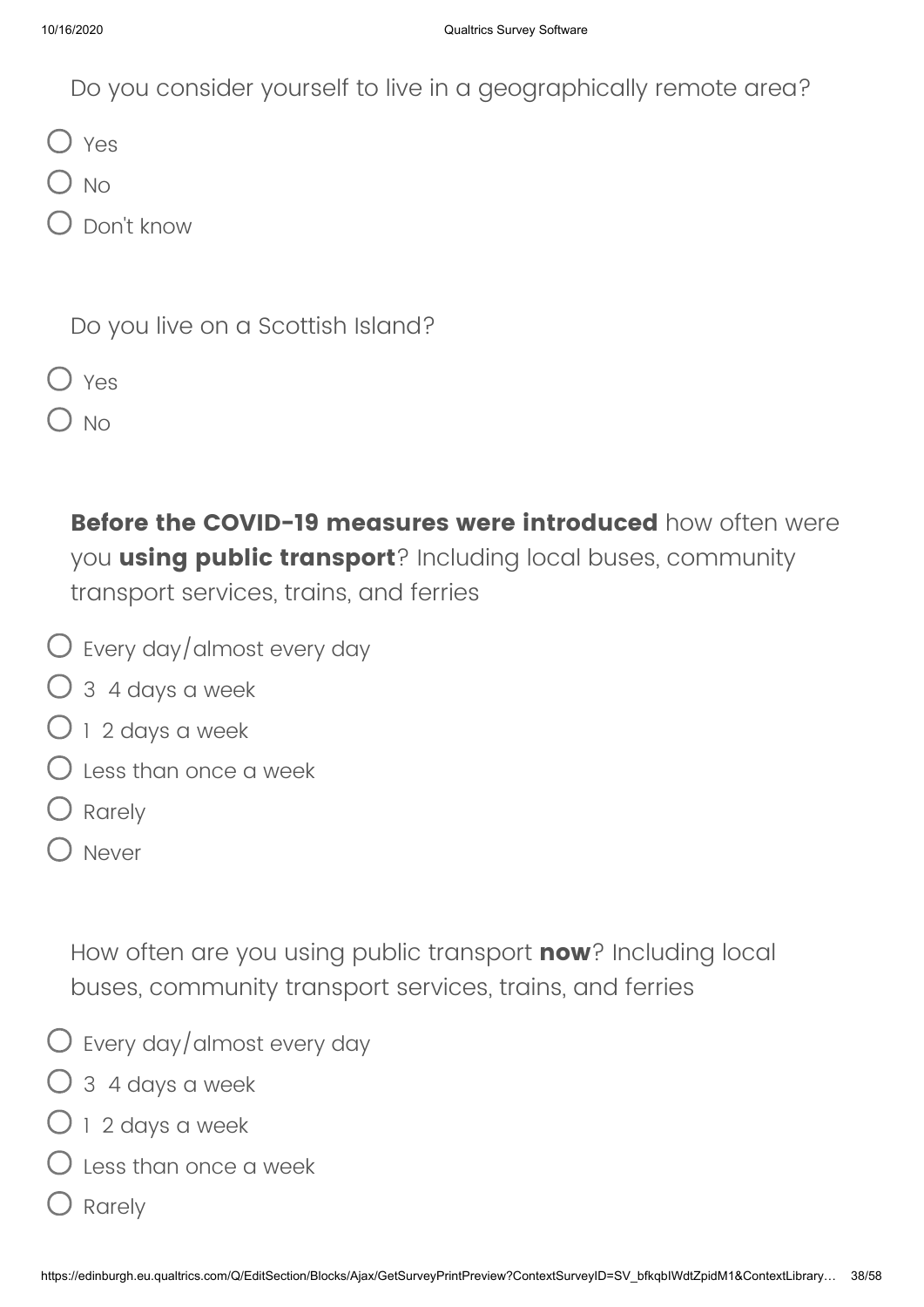Do you consider yourself to live in a geographically remote area?

- Yes
- No
- Don't know

Do you live on a Scottish Island?

- Yes
- No

**Before the COVID-19 measures were introduced** how often were you **using public transport**? Including local buses, community transport services, trains, and ferries

- Every day/almost every day
- 3 4 days a week
- 1 2 days a week
- Less than once a week
- Rarely
- Never

How often are you using public transport **now**? Including local buses, community transport services, trains, and ferries

- Every day/almost every day
- 3 4 days a week
- 1 2 days a week
- Less than once a week
- Rarely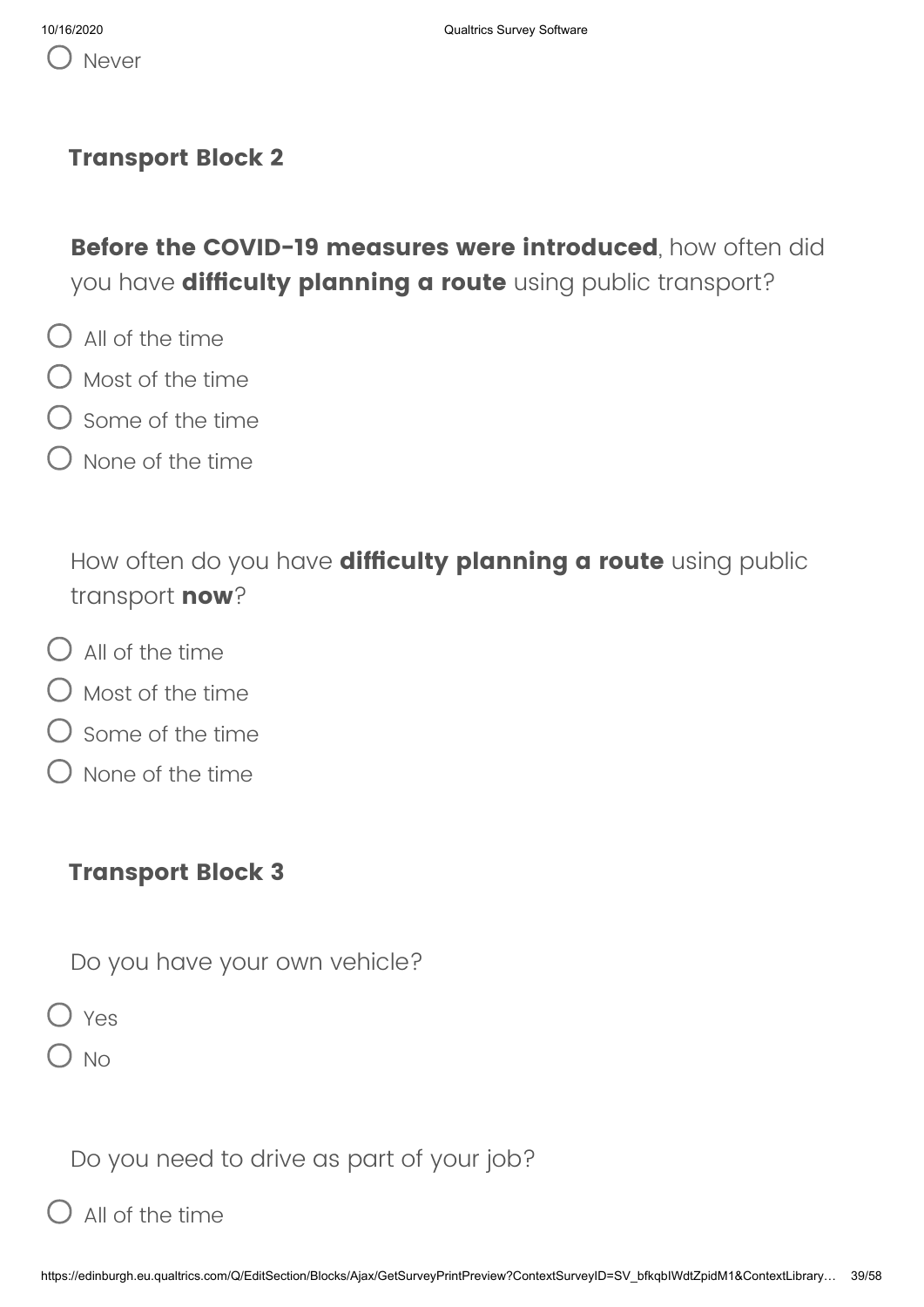- Never

## Transport Block 2

**Before the COVID-19 measures were introduced**, how often did you have **difficulty planning a route** using public transport?

- All of the time
- Most of the time
- Some of the time
- None of the time

How often do you have **difficulty planning a route** using public transport **now**?

- All of the time
- Most of the time
- Some of the time
- None of the time

## Transport Block 3

Do you have your own vehicle?

- Yes
- No

Do you need to drive as part of your job?

- All of the time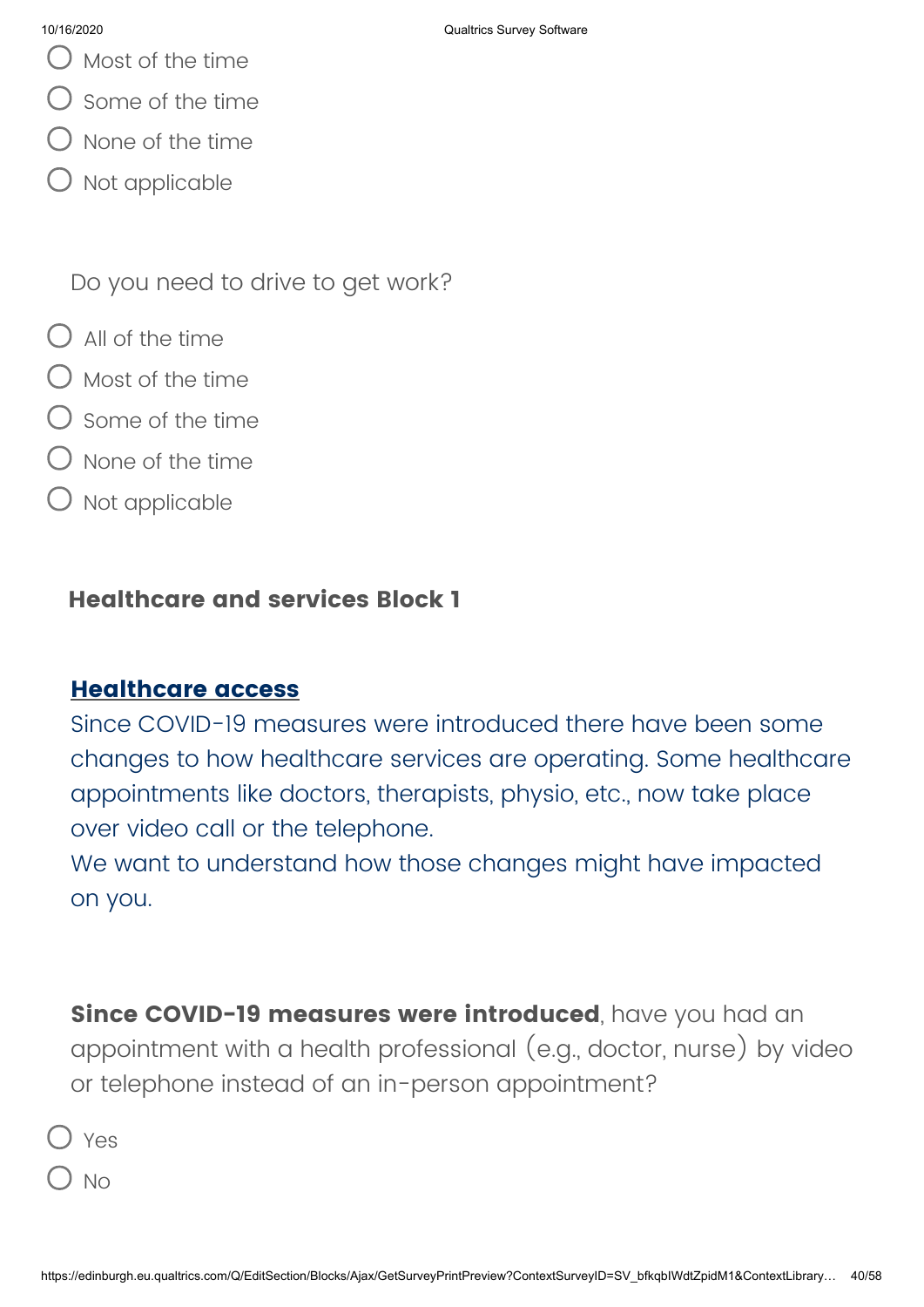- Most of the time
- Some of the time
- None of the time
- Not applicable

Do you need to drive to get work?

- All of the time
- Most of the time
- Some of the time
- None of the time
- Not applicable

## Healthcare and services Block 1

### Healthcare access

Since COVID-19 measures were introduced there have been some changes to how healthcare services are operating. Some healthcare appointments like doctors, therapists, physio, etc., now take place over video call or the telephone.
We want to understand how those changes might have impacted on you.

**Since COVID-19 measures were introduced**, have you had an appointment with a health professional (e.g., doctor, nurse) by video or telephone instead of an in-person appointment?

- Yes
- No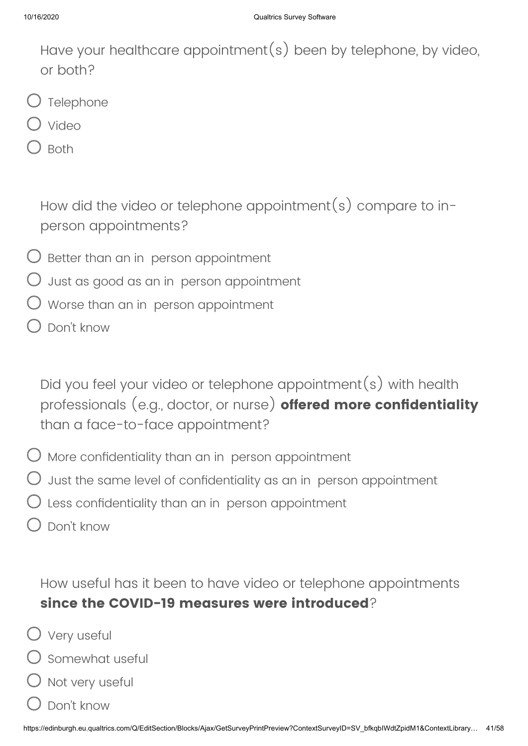Have your healthcare appointment(s) been by telephone, by video, or both?

- Telephone
- Video
- Both

How did the video or telephone appointment(s) compare to in-person appointments?

- Better than an in  person appointment
- Just as good as an in  person appointment
- Worse than an in  person appointment
- Don't know

Did you feel your video or telephone appointment(s) with health professionals (e.g., doctor, or nurse) **offered more confidentiality** than a face-to-face appointment?

- More confidentiality than an in  person appointment
- Just the same level of confidentiality as an in  person appointment
- Less confidentiality than an in  person appointment
- Don't know

How useful has it been to have video or telephone appointments **since the COVID-19 measures were introduced**?

- Very useful
- Somewhat useful
- Not very useful
- Don't know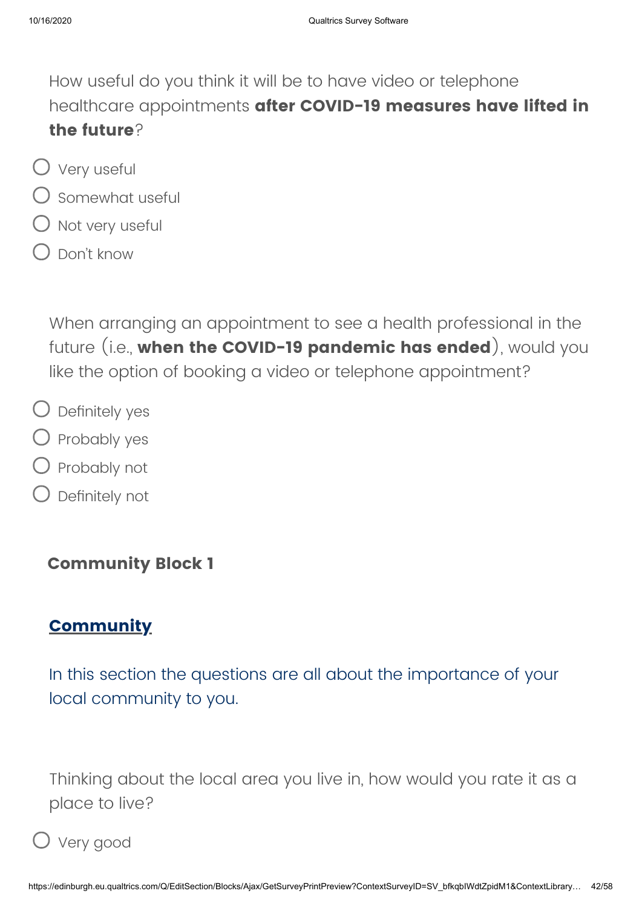How useful do you think it will be to have video or telephone healthcare appointments **after COVID-19 measures have lifted in the future**?

- Very useful
- Somewhat useful
- Not very useful
- Don't know

When arranging an appointment to see a health professional in the future (i.e., **when the COVID-19 pandemic has ended**), would you like the option of booking a video or telephone appointment?

- Definitely yes
- Probably yes
- Probably not
- Definitely not

### Community Block 1

## **Community**

In this section the questions are all about the importance of your local community to you.

Thinking about the local area you live in, how would you rate it as a place to live?

- Very good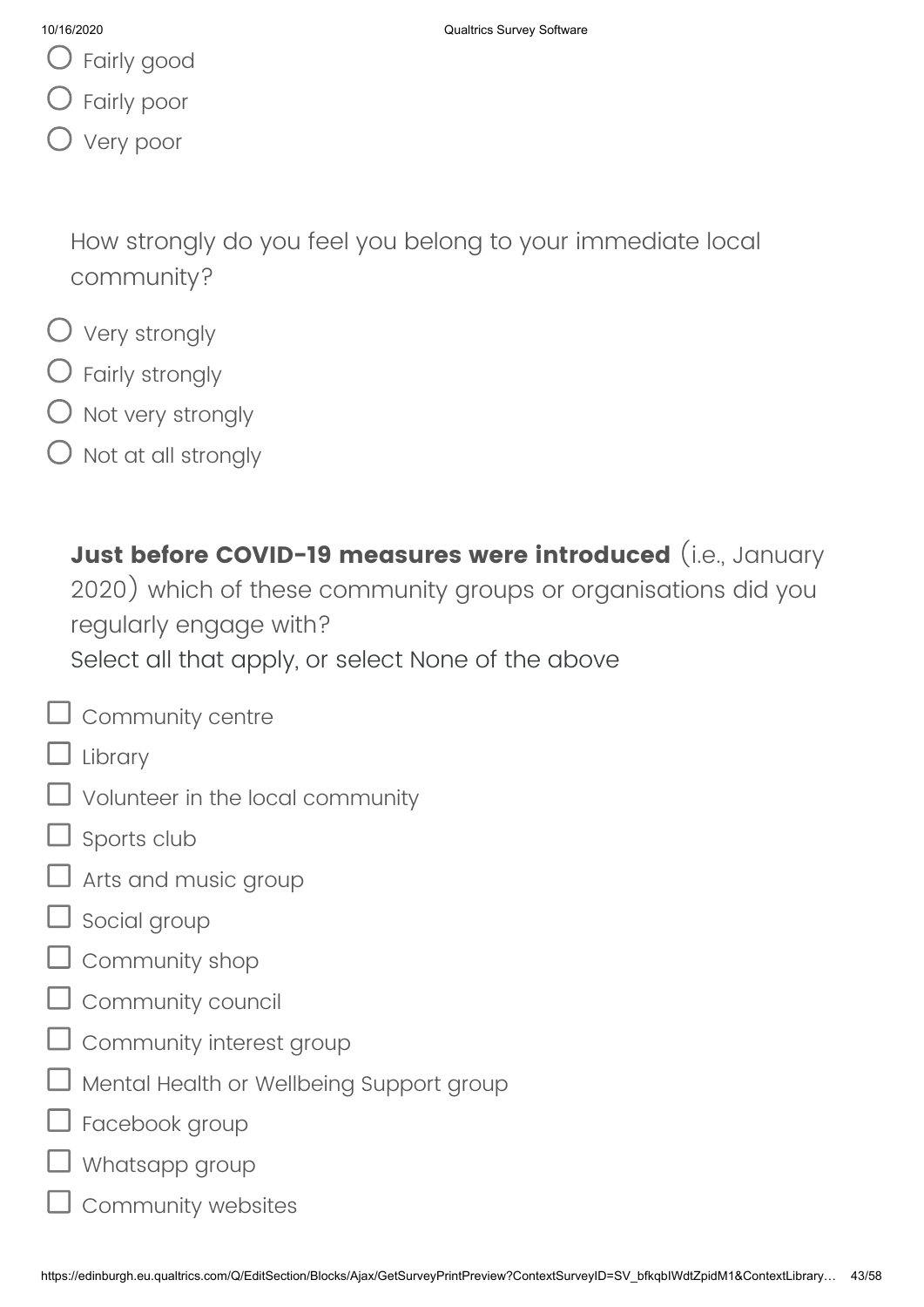- ○ Fairly good
- ○ Fairly poor
- ○ Very poor

How strongly do you feel you belong to your immediate local community?

- ○ Very strongly
- ○ Fairly strongly
- ○ Not very strongly
- ○ Not at all strongly

**Just before COVID-19 measures were introduced** (i.e., January 2020) which of these community groups or organisations did you regularly engage with?
Select all that apply, or select None of the above

- ☐ Community centre
- ☐ Library
- ☐ Volunteer in the local community
- ☐ Sports club
- ☐ Arts and music group
- ☐ Social group
- ☐ Community shop
- ☐ Community council
- ☐ Community interest group
- ☐ Mental Health or Wellbeing Support group
- ☐ Facebook group
- ☐ Whatsapp group
- ☐ Community websites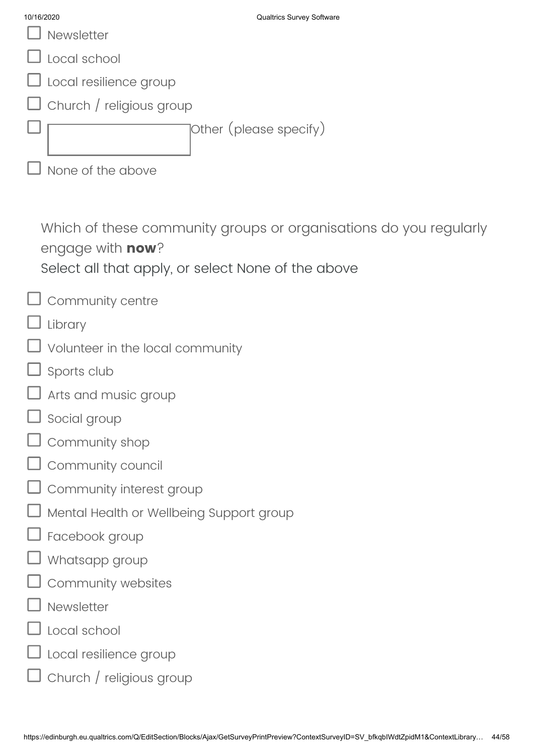- ☐ Newsletter
- ☐ Local school
- ☐ Local resilience group
- ☐ Church / religious group
- ☐ [ ] Other (please specify)
- ☐ None of the above

Which of these community groups or organisations do you regularly engage with **now**?
Select all that apply, or select None of the above

- ☐ Community centre
- ☐ Library
- ☐ Volunteer in the local community
- ☐ Sports club
- ☐ Arts and music group
- ☐ Social group
- ☐ Community shop
- ☐ Community council
- ☐ Community interest group
- ☐ Mental Health or Wellbeing Support group
- ☐ Facebook group
- ☐ Whatsapp group
- ☐ Community websites
- ☐ Newsletter
- ☐ Local school
- ☐ Local resilience group
- ☐ Church / religious group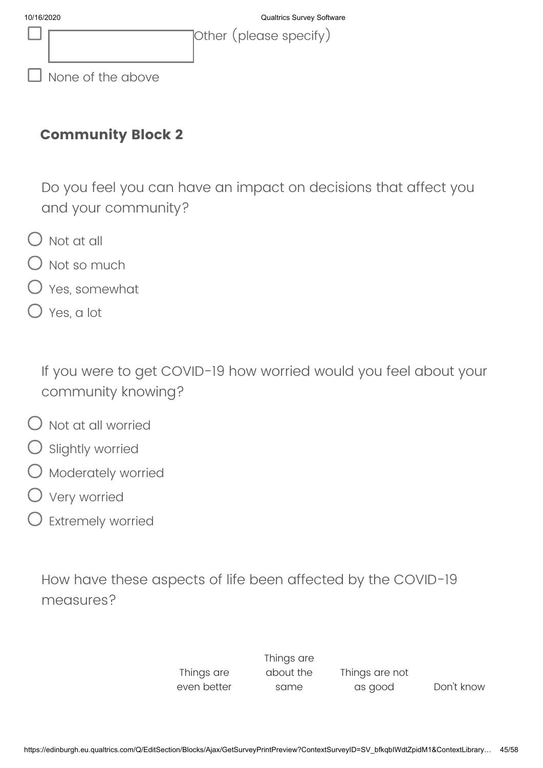☐ [ ] Other (please specify)

☐ None of the above

## Community Block 2

Do you feel you can have an impact on decisions that affect you and your community?

- ○ Not at all
- ○ Not so much
- ○ Yes, somewhat
- ○ Yes, a lot

If you were to get COVID-19 how worried would you feel about your community knowing?

- ○ Not at all worried
- ○ Slightly worried
- ○ Moderately worried
- ○ Very worried
- ○ Extremely worried

How have these aspects of life been affected by the COVID-19 measures?

| | Things are even better | Things are about the same | Things are not as good | Don't know |
|---|---|---|---|---|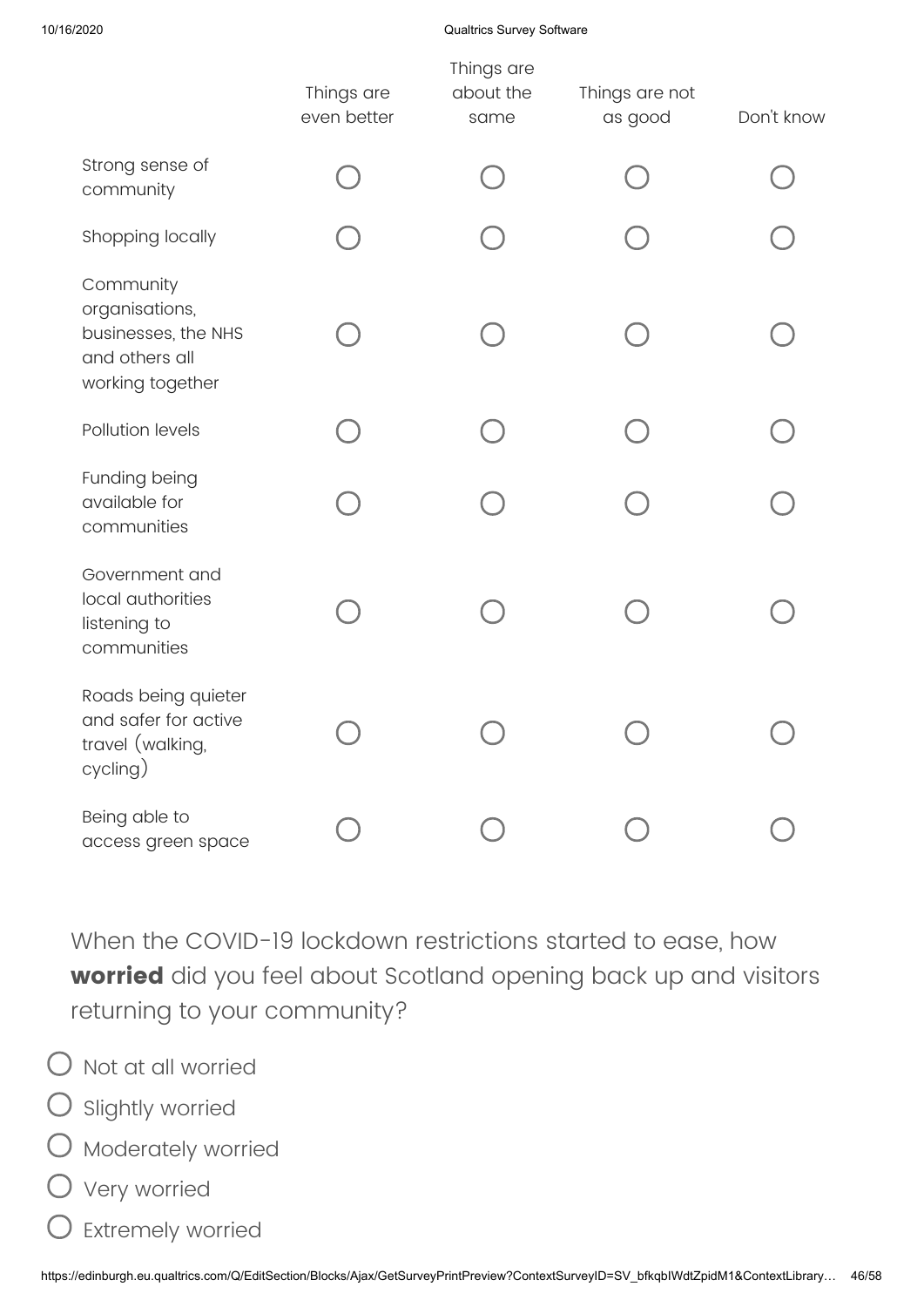| | Things are even better | Things are about the same | Things are not as good | Don't know |
|---|---|---|---|---|
| Strong sense of community | ◯ | ◯ | ◯ | ◯ |
| Shopping locally | ◯ | ◯ | ◯ | ◯ |
| Community organisations, businesses, the NHS and others all working together | ◯ | ◯ | ◯ | ◯ |
| Pollution levels | ◯ | ◯ | ◯ | ◯ |
| Funding being available for communities | ◯ | ◯ | ◯ | ◯ |
| Government and local authorities listening to communities | ◯ | ◯ | ◯ | ◯ |
| Roads being quieter and safer for active travel (walking, cycling) | ◯ | ◯ | ◯ | ◯ |
| Being able to access green space | ◯ | ◯ | ◯ | ◯ |

When the COVID-19 lockdown restrictions started to ease, how **worried** did you feel about Scotland opening back up and visitors returning to your community?

- ◯ Not at all worried
- ◯ Slightly worried
- ◯ Moderately worried
- ◯ Very worried
- ◯ Extremely worried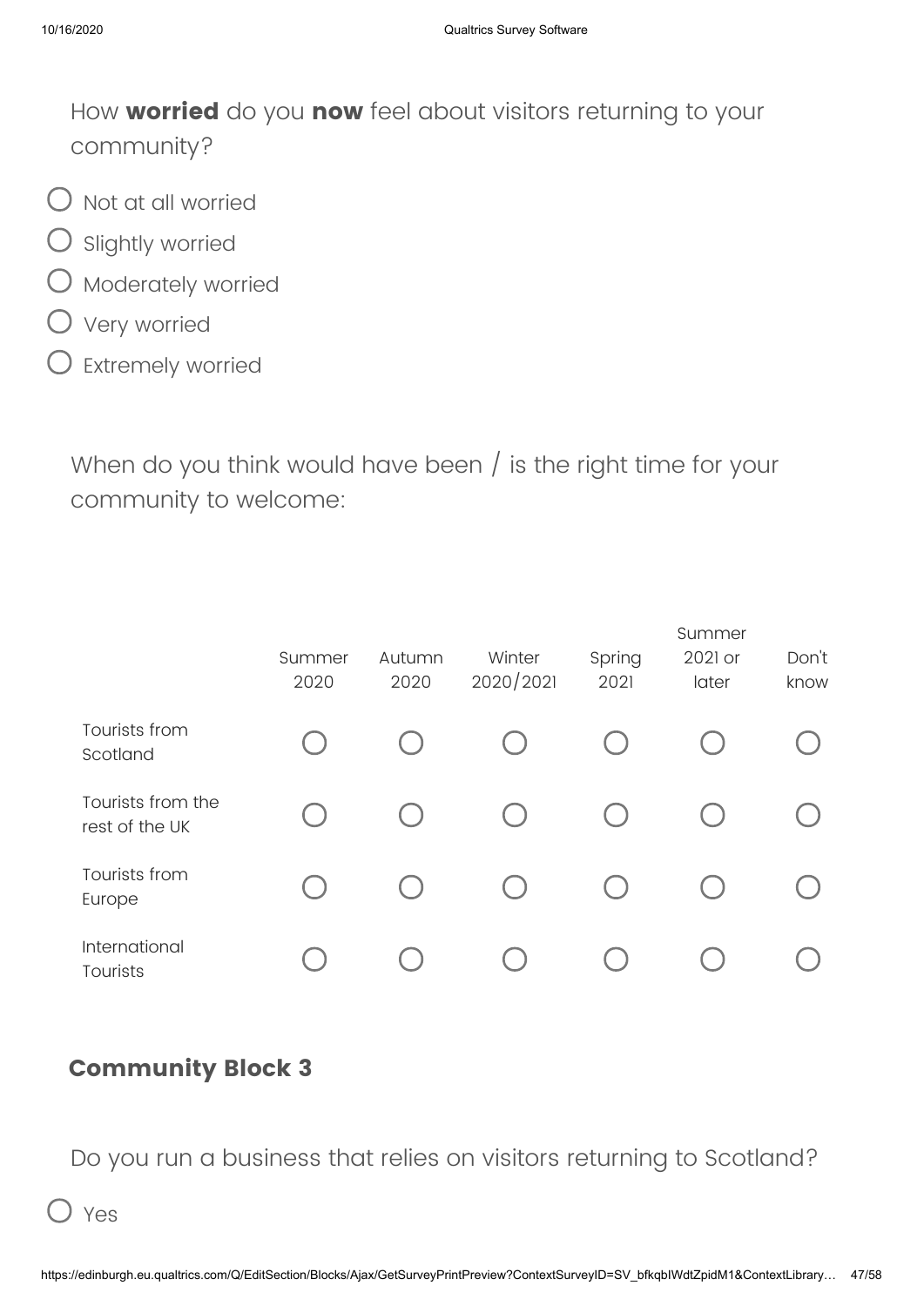How **worried** do you **now** feel about visitors returning to your community?

- Not at all worried
- Slightly worried
- Moderately worried
- Very worried
- Extremely worried

When do you think would have been / is the right time for your community to welcome:

| | Summer 2020 | Autumn 2020 | Winter 2020/2021 | Spring 2021 | Summer 2021 or later | Don't know |
|---|---|---|---|---|---|---|
| Tourists from Scotland | ○ | ○ | ○ | ○ | ○ | ○ |
| Tourists from the rest of the UK | ○ | ○ | ○ | ○ | ○ | ○ |
| Tourists from Europe | ○ | ○ | ○ | ○ | ○ | ○ |
| International Tourists | ○ | ○ | ○ | ○ | ○ | ○ |

## Community Block 3

Do you run a business that relies on visitors returning to Scotland?

- Yes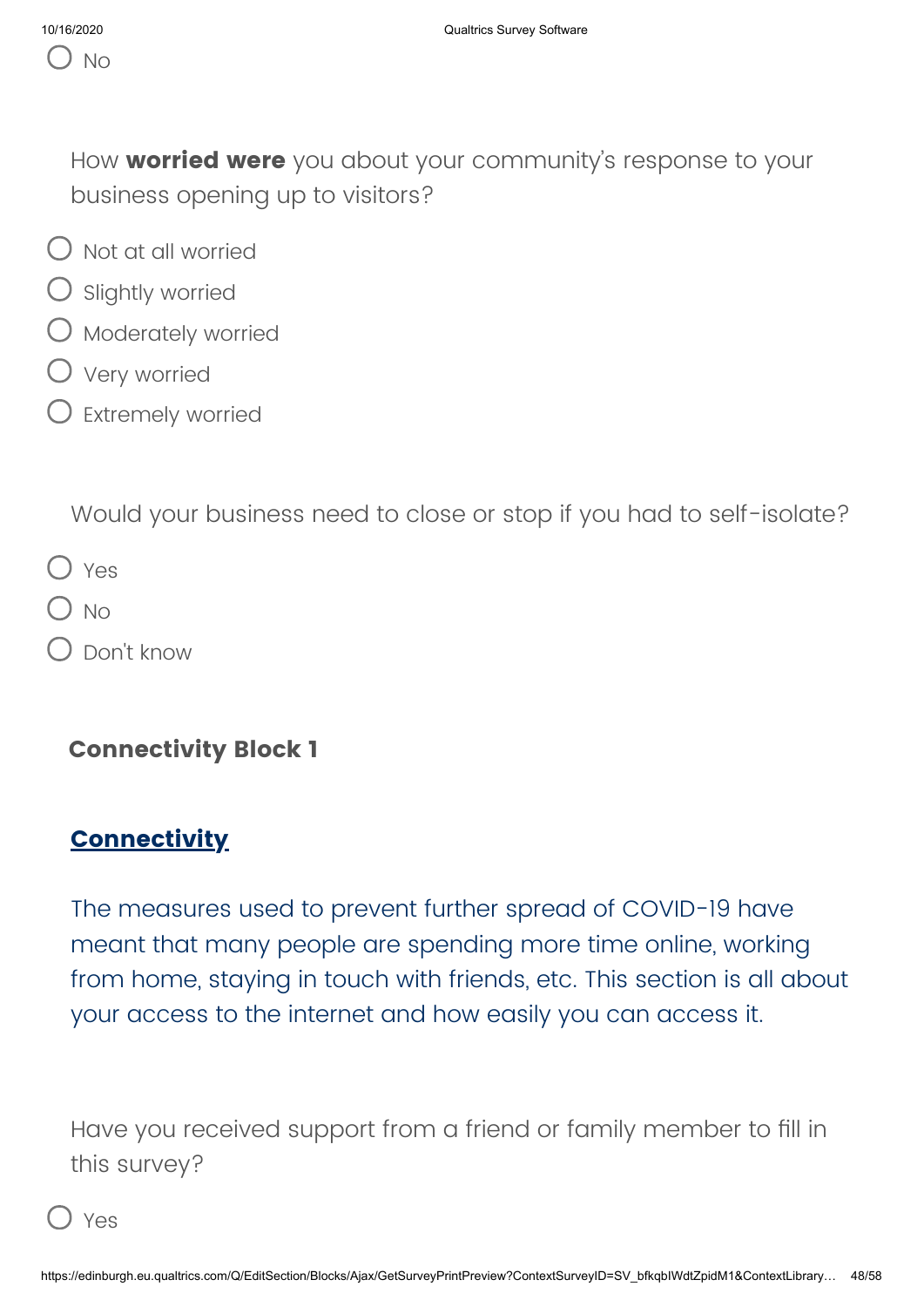○ No

How **worried were** you about your community's response to your business opening up to visitors?

○ Not at all worried
○ Slightly worried
○ Moderately worried
○ Very worried
○ Extremely worried

Would your business need to close or stop if you had to self-isolate?

○ Yes
○ No
○ Don't know

## Connectivity Block 1

### Connectivity

The measures used to prevent further spread of COVID-19 have meant that many people are spending more time online, working from home, staying in touch with friends, etc. This section is all about your access to the internet and how easily you can access it.

Have you received support from a friend or family member to fill in this survey?

○ Yes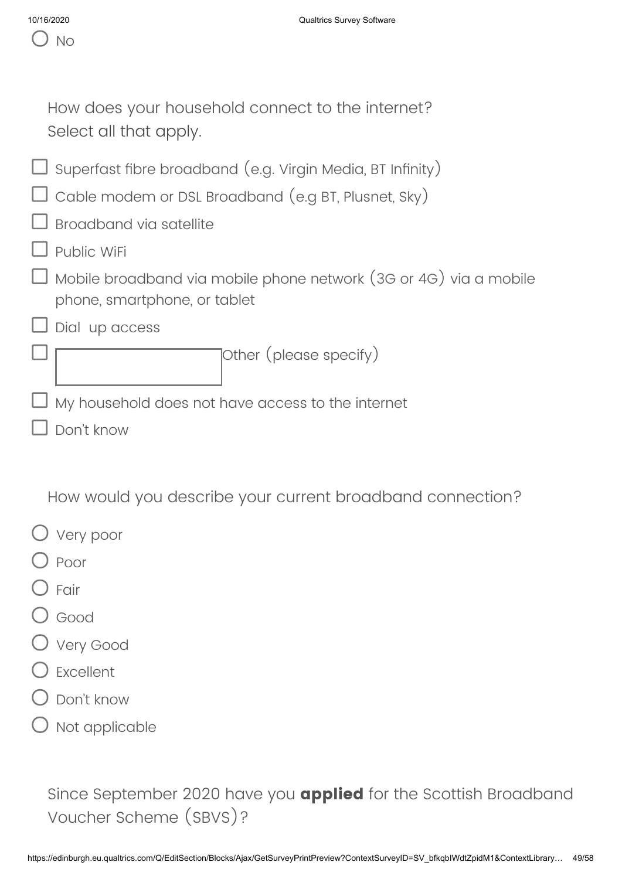○ No

How does your household connect to the internet?
Select all that apply.

- ☐ Superfast fibre broadband (e.g. Virgin Media, BT Infinity)
- ☐ Cable modem or DSL Broadband (e.g BT, Plusnet, Sky)
- ☐ Broadband via satellite
- ☐ Public WiFi
- ☐ Mobile broadband via mobile phone network (3G or 4G) via a mobile phone, smartphone, or tablet
- ☐ Dial up access
- ☐ \_\_\_\_\_\_\_\_\_\_ Other (please specify)
- ☐ My household does not have access to the internet
- ☐ Don't know

How would you describe your current broadband connection?

- ○ Very poor
- ○ Poor
- ○ Fair
- ○ Good
- ○ Very Good
- ○ Excellent
- ○ Don't know
- ○ Not applicable

Since September 2020 have you **applied** for the Scottish Broadband Voucher Scheme (SBVS)?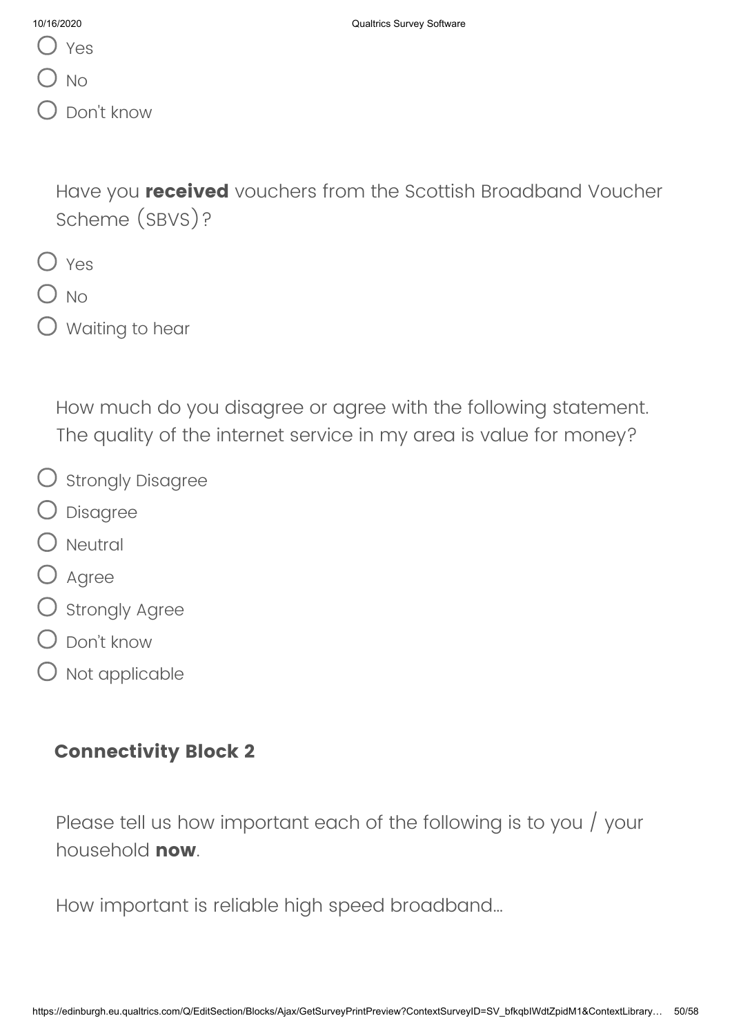- Yes
- No
- Don't know

Have you **received** vouchers from the Scottish Broadband Voucher Scheme (SBVS)?

- Yes
- No
- Waiting to hear

How much do you disagree or agree with the following statement. The quality of the internet service in my area is value for money?

- Strongly Disagree
- Disagree
- Neutral
- Agree
- Strongly Agree
- Don't know
- Not applicable

## Connectivity Block 2

Please tell us how important each of the following is to you / your household **now**.

How important is reliable high speed broadband...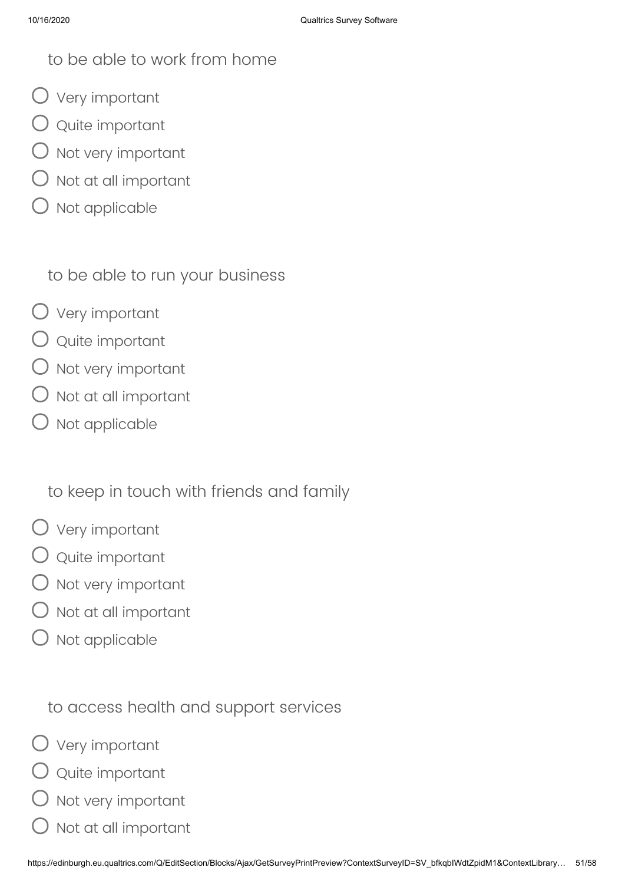to be able to work from home

- ◯ Very important
- ◯ Quite important
- ◯ Not very important
- ◯ Not at all important
- ◯ Not applicable

to be able to run your business

- ◯ Very important
- ◯ Quite important
- ◯ Not very important
- ◯ Not at all important
- ◯ Not applicable

to keep in touch with friends and family

- ◯ Very important
- ◯ Quite important
- ◯ Not very important
- ◯ Not at all important
- ◯ Not applicable

to access health and support services

- ◯ Very important
- ◯ Quite important
- ◯ Not very important
- ◯ Not at all important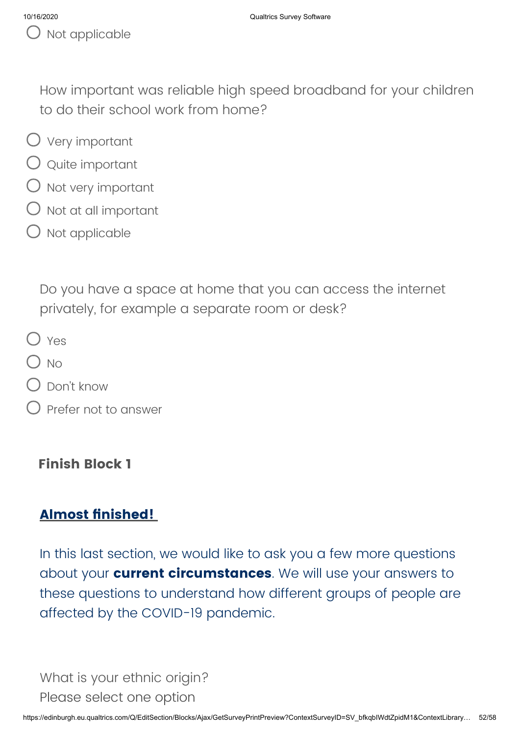- Not applicable

How important was reliable high speed broadband for your children to do their school work from home?

- Very important
- Quite important
- Not very important
- Not at all important
- Not applicable

Do you have a space at home that you can access the internet privately, for example a separate room or desk?

- Yes
- No
- Don't know
- Prefer not to answer

**Finish Block 1**

**Almost finished!**

In this last section, we would like to ask you a few more questions about your **current circumstances**. We will use your answers to these questions to understand how different groups of people are affected by the COVID-19 pandemic.

What is your ethnic origin?
Please select one option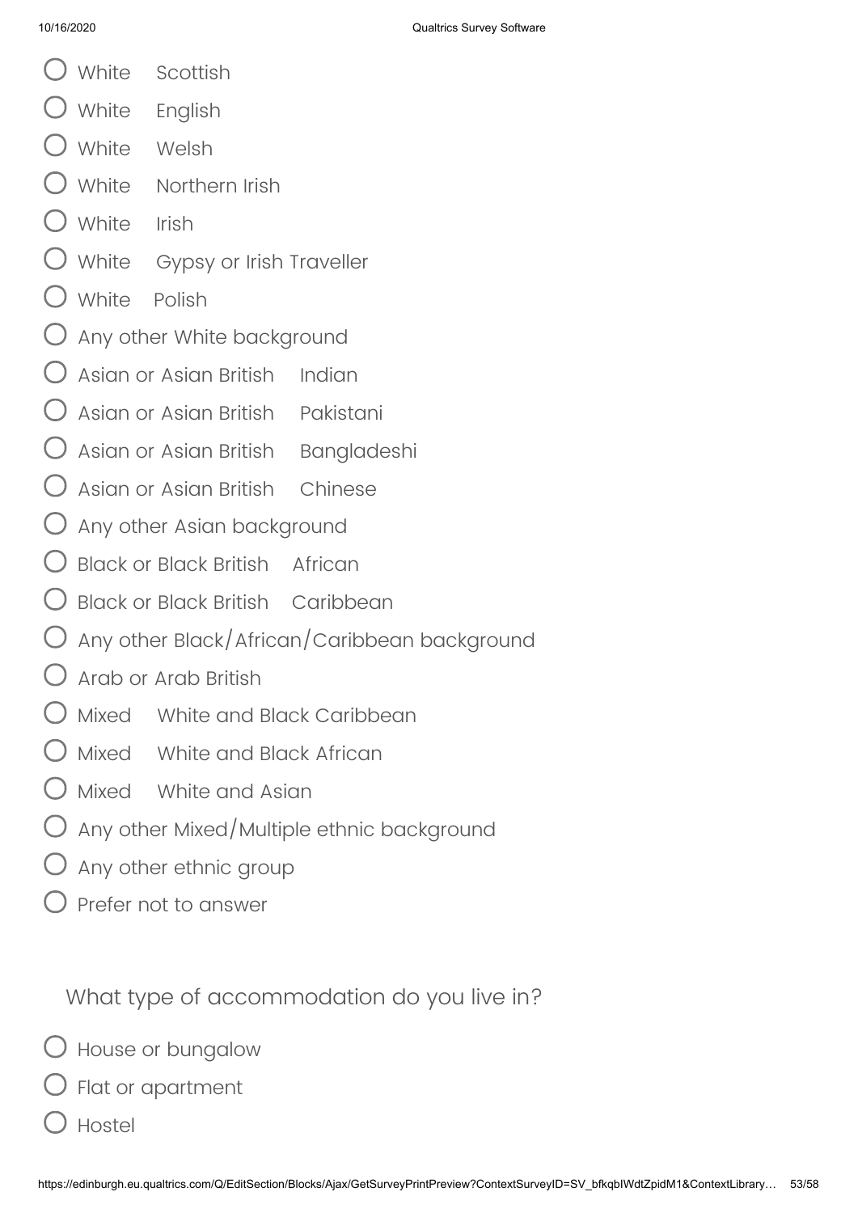- White Scottish
- White English
- White Welsh
- White Northern Irish
- White Irish
- White Gypsy or Irish Traveller
- White Polish
- Any other White background
- Asian or Asian British Indian
- Asian or Asian British Pakistani
- Asian or Asian British Bangladeshi
- Asian or Asian British Chinese
- Any other Asian background
- Black or Black British African
- Black or Black British Caribbean
- Any other Black/African/Caribbean background
- Arab or Arab British
- Mixed White and Black Caribbean
- Mixed White and Black African
- Mixed White and Asian
- Any other Mixed/Multiple ethnic background
- Any other ethnic group
- Prefer not to answer

What type of accommodation do you live in?

- House or bungalow
- Flat or apartment
- Hostel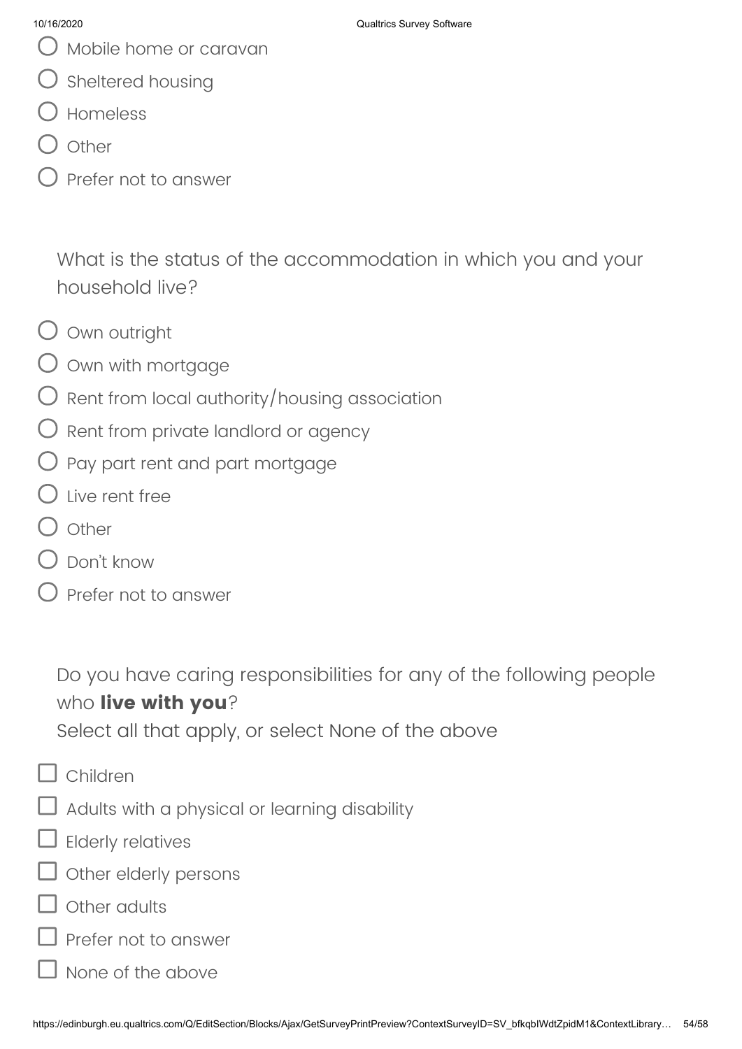- ○ Mobile home or caravan
- ○ Sheltered housing
- ○ Homeless
- ○ Other
- ○ Prefer not to answer

What is the status of the accommodation in which you and your household live?

- ○ Own outright
- ○ Own with mortgage
- ○ Rent from local authority/housing association
- ○ Rent from private landlord or agency
- ○ Pay part rent and part mortgage
- ○ Live rent free
- ○ Other
- ○ Don't know
- ○ Prefer not to answer

Do you have caring responsibilities for any of the following people who **live with you**?
Select all that apply, or select None of the above

- ☐ Children
- ☐ Adults with a physical or learning disability
- ☐ Elderly relatives
- ☐ Other elderly persons
- ☐ Other adults
- ☐ Prefer not to answer
- ☐ None of the above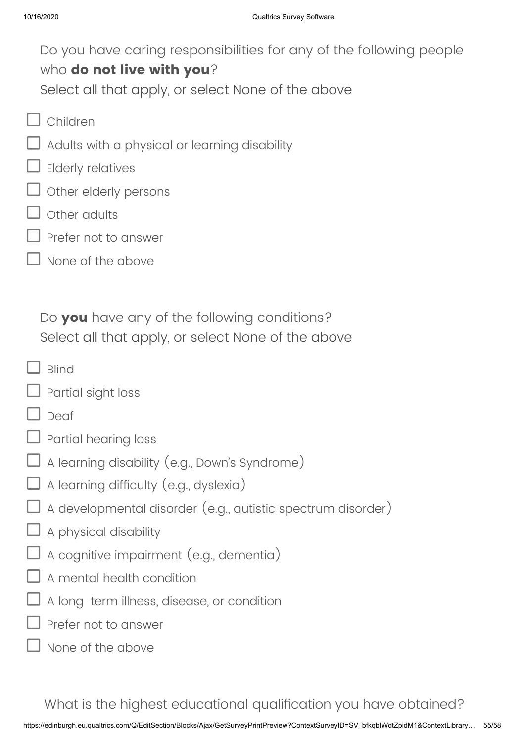Do you have caring responsibilities for any of the following people who **do not live with you**?
Select all that apply, or select None of the above

- ☐ Children
- ☐ Adults with a physical or learning disability
- ☐ Elderly relatives
- ☐ Other elderly persons
- ☐ Other adults
- ☐ Prefer not to answer
- ☐ None of the above

Do **you** have any of the following conditions?
Select all that apply, or select None of the above

- ☐ Blind
- ☐ Partial sight loss
- ☐ Deaf
- ☐ Partial hearing loss
- ☐ A learning disability (e.g., Down's Syndrome)
- ☐ A learning difficulty (e.g., dyslexia)
- ☐ A developmental disorder (e.g., autistic spectrum disorder)
- ☐ A physical disability
- ☐ A cognitive impairment (e.g., dementia)
- ☐ A mental health condition
- ☐ A long term illness, disease, or condition
- ☐ Prefer not to answer
- ☐ None of the above

What is the highest educational qualification you have obtained?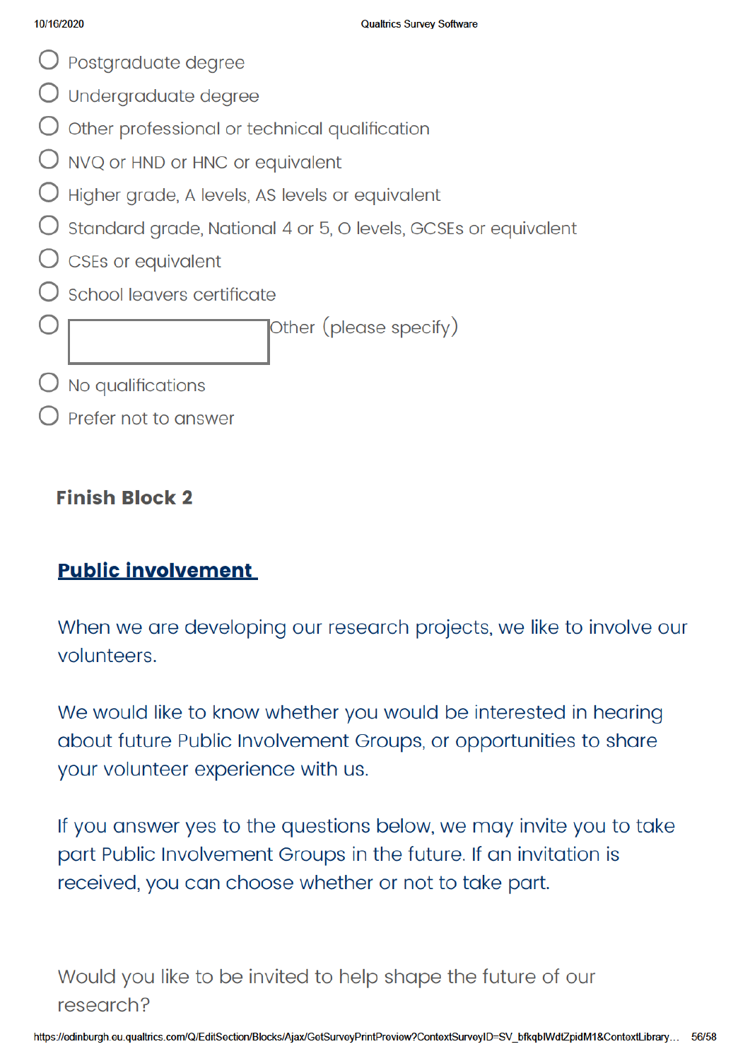- ○ Postgraduate degree
- ○ Undergraduate degree
- ○ Other professional or technical qualification
- ○ NVQ or HND or HNC or equivalent
- ○ Higher grade, A levels, AS levels or equivalent
- ○ Standard grade, National 4 or 5, O levels, GCSEs or equivalent
- ○ CSEs or equivalent
- ○ School leavers certificate
- ○ [ ] Other (please specify)
- ○ No qualifications
- ○ Prefer not to answer

**Finish Block 2**

## Public involvement

When we are developing our research projects, we like to involve our volunteers.

We would like to know whether you would be interested in hearing about future Public Involvement Groups, or opportunities to share your volunteer experience with us.

If you answer yes to the questions below, we may invite you to take part Public Involvement Groups in the future. If an invitation is received, you can choose whether or not to take part.

Would you like to be invited to help shape the future of our research?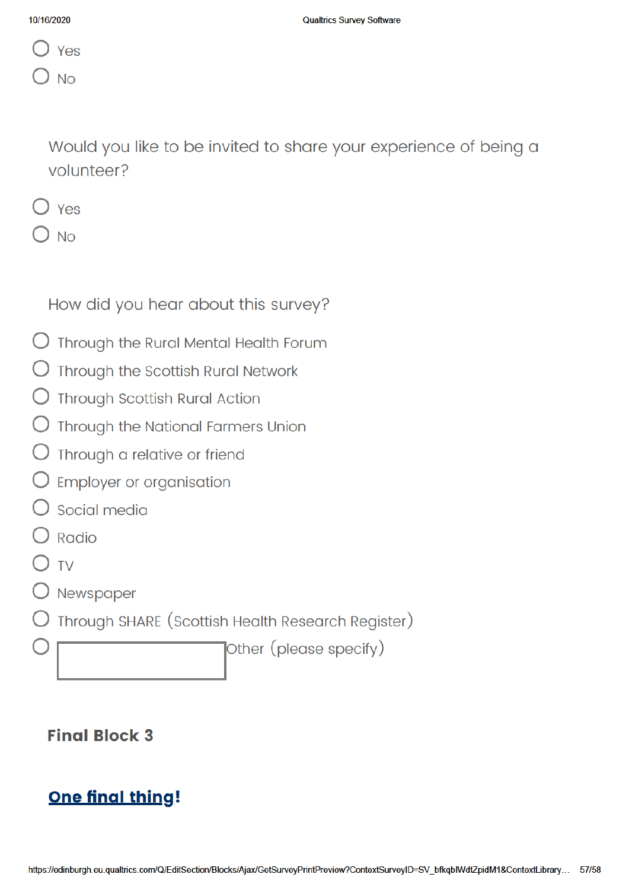- Yes
- No

Would you like to be invited to share your experience of being a volunteer?

- Yes
- No

How did you hear about this survey?

- Through the Rural Mental Health Forum
- Through the Scottish Rural Network
- Through Scottish Rural Action
- Through the National Farmers Union
- Through a relative or friend
- Employer or organisation
- Social media
- Radio
- TV
- Newspaper
- Through SHARE (Scottish Health Research Register)
- Other (please specify) ____________

**Final Block 3**

## One final thing!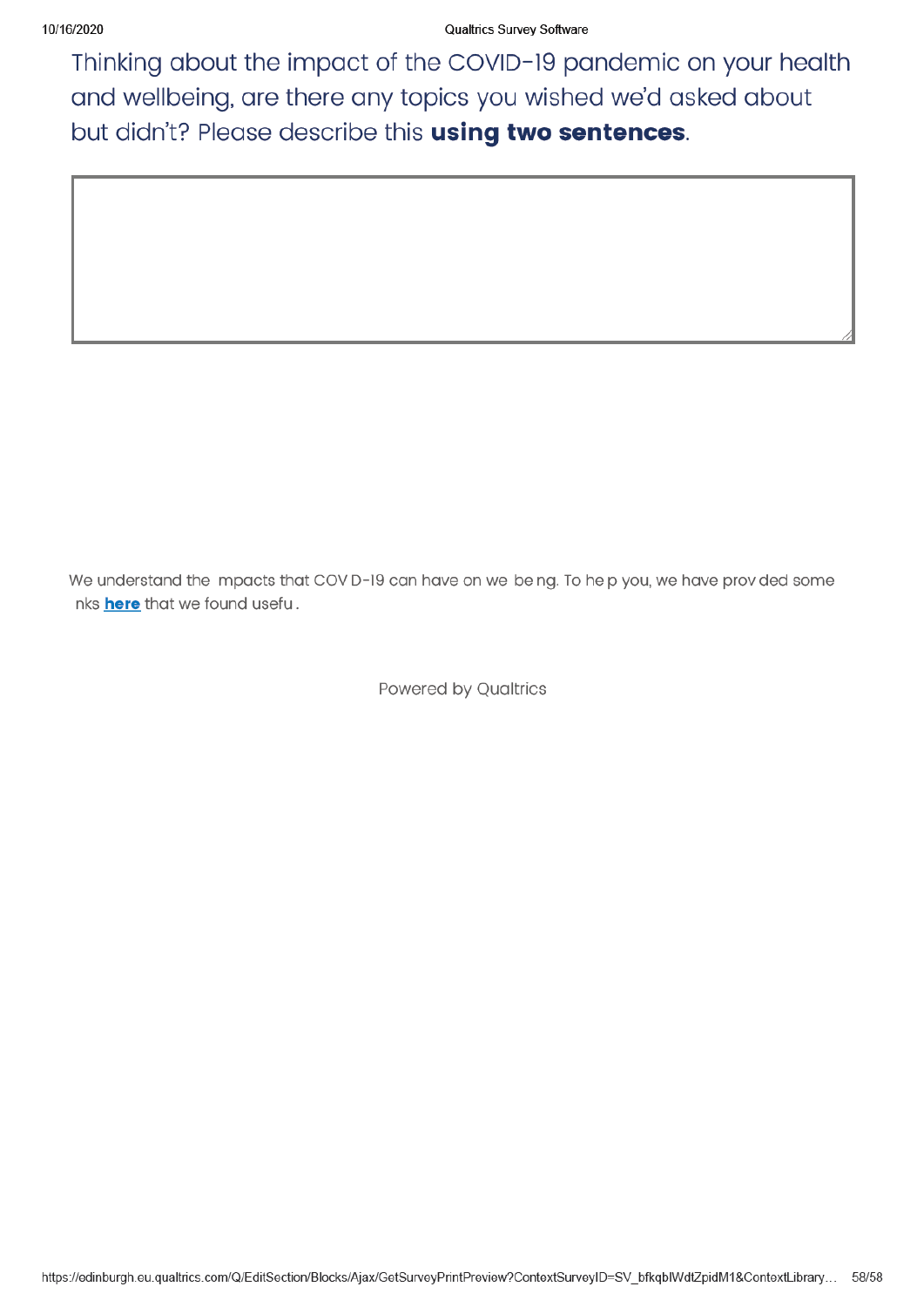Thinking about the impact of the COVID-19 pandemic on your health and wellbeing, are there any topics you wished we'd asked about but didn't? Please describe this **using two sentences**.

We understand the mpacts that COV D-19 can have on we be ng. To he p you, we have prov ded some nks **here** that we found usefu .

Powered by Qualtrics